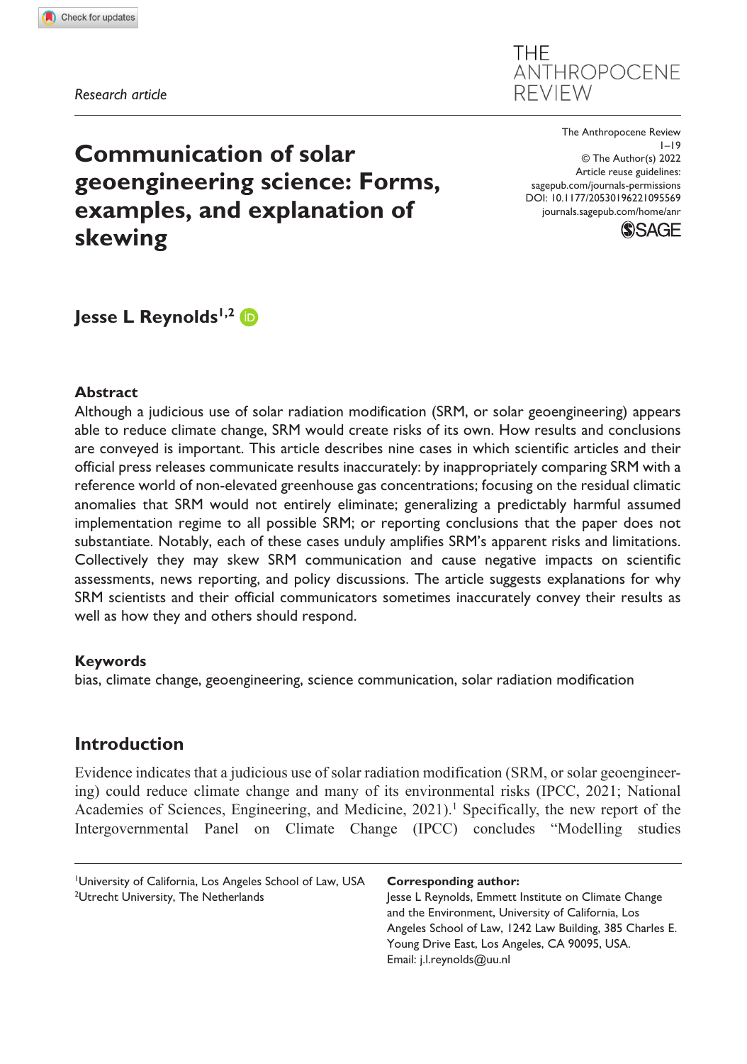Research article

# Communication of solar geoengineering science: Forms, examples, and explanation of skewing

The Anthropocene Review
1–19
© The Author(s) 2022
Article reuse guidelines:
sagepub.com/journals-permissions
DOI: 10.1177/20530196221095569
journals.sagepub.com/home/anr

**Jesse L Reynolds**[1,2]

## Abstract

Although a judicious use of solar radiation modification (SRM, or solar geoengineering) appears able to reduce climate change, SRM would create risks of its own. How results and conclusions are conveyed is important. This article describes nine cases in which scientific articles and their official press releases communicate results inaccurately: by inappropriately comparing SRM with a reference world of non-elevated greenhouse gas concentrations; focusing on the residual climatic anomalies that SRM would not entirely eliminate; generalizing a predictably harmful assumed implementation regime to all possible SRM; or reporting conclusions that the paper does not substantiate. Notably, each of these cases unduly amplifies SRM's apparent risks and limitations. Collectively they may skew SRM communication and cause negative impacts on scientific assessments, news reporting, and policy discussions. The article suggests explanations for why SRM scientists and their official communicators sometimes inaccurately convey their results as well as how they and others should respond.

## Keywords

bias, climate change, geoengineering, science communication, solar radiation modification

## Introduction

Evidence indicates that a judicious use of solar radiation modification (SRM, or solar geoengineering) could reduce climate change and many of its environmental risks (IPCC, 2021; National Academies of Sciences, Engineering, and Medicine, 2021).[1] Specifically, the new report of the Intergovernmental Panel on Climate Change (IPCC) concludes "Modelling studies

[1]University of California, Los Angeles School of Law, USA
[2]Utrecht University, The Netherlands

**Corresponding author:**
Jesse L Reynolds, Emmett Institute on Climate Change and the Environment, University of California, Los Angeles School of Law, 1242 Law Building, 385 Charles E. Young Drive East, Los Angeles, CA 90095, USA.
Email: j.l.reynolds@uu.nl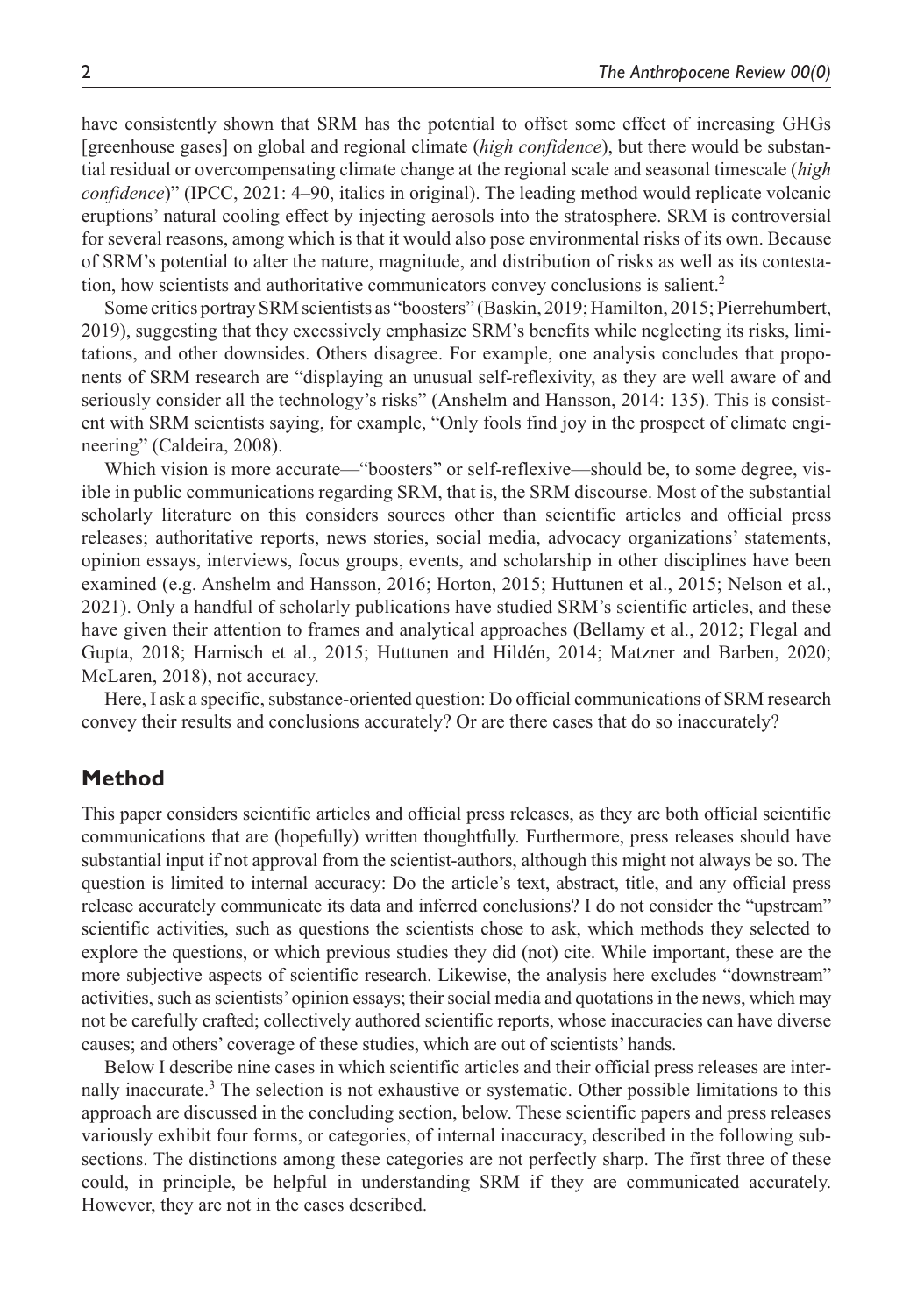have consistently shown that SRM has the potential to offset some effect of increasing GHGs [greenhouse gases] on global and regional climate (*high confidence*), but there would be substantial residual or overcompensating climate change at the regional scale and seasonal timescale (*high confidence*)" (IPCC, 2021: 4–90, italics in original). The leading method would replicate volcanic eruptions' natural cooling effect by injecting aerosols into the stratosphere. SRM is controversial for several reasons, among which is that it would also pose environmental risks of its own. Because of SRM's potential to alter the nature, magnitude, and distribution of risks as well as its contestation, how scientists and authoritative communicators convey conclusions is salient.[2]

Some critics portray SRM scientists as "boosters" (Baskin, 2019; Hamilton, 2015; Pierrehumbert, 2019), suggesting that they excessively emphasize SRM's benefits while neglecting its risks, limitations, and other downsides. Others disagree. For example, one analysis concludes that proponents of SRM research are "displaying an unusual self-reflexivity, as they are well aware of and seriously consider all the technology's risks" (Anshelm and Hansson, 2014: 135). This is consistent with SRM scientists saying, for example, "Only fools find joy in the prospect of climate engineering" (Caldeira, 2008).

Which vision is more accurate—"boosters" or self-reflexive—should be, to some degree, visible in public communications regarding SRM, that is, the SRM discourse. Most of the substantial scholarly literature on this considers sources other than scientific articles and official press releases; authoritative reports, news stories, social media, advocacy organizations' statements, opinion essays, interviews, focus groups, events, and scholarship in other disciplines have been examined (e.g. Anshelm and Hansson, 2016; Horton, 2015; Huttunen et al., 2015; Nelson et al., 2021). Only a handful of scholarly publications have studied SRM's scientific articles, and these have given their attention to frames and analytical approaches (Bellamy et al., 2012; Flegal and Gupta, 2018; Harnisch et al., 2015; Huttunen and Hildén, 2014; Matzner and Barben, 2020; McLaren, 2018), not accuracy.

Here, I ask a specific, substance-oriented question: Do official communications of SRM research convey their results and conclusions accurately? Or are there cases that do so inaccurately?

## Method

This paper considers scientific articles and official press releases, as they are both official scientific communications that are (hopefully) written thoughtfully. Furthermore, press releases should have substantial input if not approval from the scientist-authors, although this might not always be so. The question is limited to internal accuracy: Do the article's text, abstract, title, and any official press release accurately communicate its data and inferred conclusions? I do not consider the "upstream" scientific activities, such as questions the scientists chose to ask, which methods they selected to explore the questions, or which previous studies they did (not) cite. While important, these are the more subjective aspects of scientific research. Likewise, the analysis here excludes "downstream" activities, such as scientists' opinion essays; their social media and quotations in the news, which may not be carefully crafted; collectively authored scientific reports, whose inaccuracies can have diverse causes; and others' coverage of these studies, which are out of scientists' hands.

Below I describe nine cases in which scientific articles and their official press releases are internally inaccurate.[3] The selection is not exhaustive or systematic. Other possible limitations to this approach are discussed in the concluding section, below. These scientific papers and press releases variously exhibit four forms, or categories, of internal inaccuracy, described in the following subsections. The distinctions among these categories are not perfectly sharp. The first three of these could, in principle, be helpful in understanding SRM if they are communicated accurately. However, they are not in the cases described.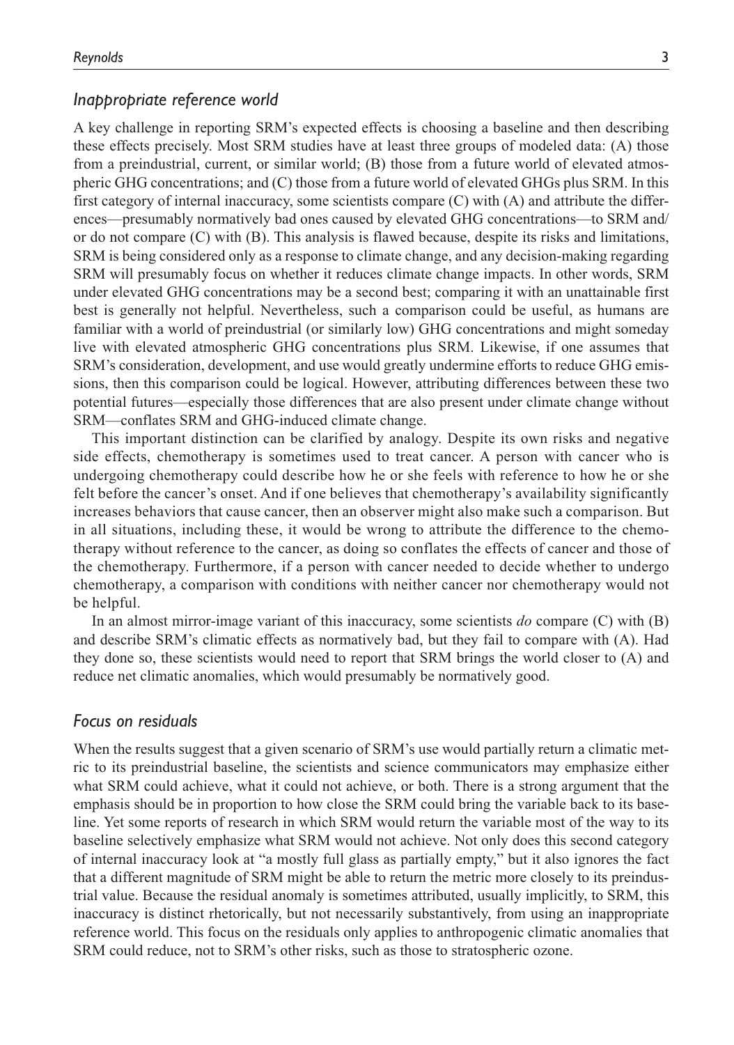### *Inappropriate reference world*

A key challenge in reporting SRM's expected effects is choosing a baseline and then describing these effects precisely. Most SRM studies have at least three groups of modeled data: (A) those from a preindustrial, current, or similar world; (B) those from a future world of elevated atmospheric GHG concentrations; and (C) those from a future world of elevated GHGs plus SRM. In this first category of internal inaccuracy, some scientists compare (C) with (A) and attribute the differences—presumably normatively bad ones caused by elevated GHG concentrations—to SRM and/or do not compare (C) with (B). This analysis is flawed because, despite its risks and limitations, SRM is being considered only as a response to climate change, and any decision-making regarding SRM will presumably focus on whether it reduces climate change impacts. In other words, SRM under elevated GHG concentrations may be a second best; comparing it with an unattainable first best is generally not helpful. Nevertheless, such a comparison could be useful, as humans are familiar with a world of preindustrial (or similarly low) GHG concentrations and might someday live with elevated atmospheric GHG concentrations plus SRM. Likewise, if one assumes that SRM's consideration, development, and use would greatly undermine efforts to reduce GHG emissions, then this comparison could be logical. However, attributing differences between these two potential futures—especially those differences that are also present under climate change without SRM—conflates SRM and GHG-induced climate change.

This important distinction can be clarified by analogy. Despite its own risks and negative side effects, chemotherapy is sometimes used to treat cancer. A person with cancer who is undergoing chemotherapy could describe how he or she feels with reference to how he or she felt before the cancer's onset. And if one believes that chemotherapy's availability significantly increases behaviors that cause cancer, then an observer might also make such a comparison. But in all situations, including these, it would be wrong to attribute the difference to the chemotherapy without reference to the cancer, as doing so conflates the effects of cancer and those of the chemotherapy. Furthermore, if a person with cancer needed to decide whether to undergo chemotherapy, a comparison with conditions with neither cancer nor chemotherapy would not be helpful.

In an almost mirror-image variant of this inaccuracy, some scientists *do* compare (C) with (B) and describe SRM's climatic effects as normatively bad, but they fail to compare with (A). Had they done so, these scientists would need to report that SRM brings the world closer to (A) and reduce net climatic anomalies, which would presumably be normatively good.

### *Focus on residuals*

When the results suggest that a given scenario of SRM's use would partially return a climatic metric to its preindustrial baseline, the scientists and science communicators may emphasize either what SRM could achieve, what it could not achieve, or both. There is a strong argument that the emphasis should be in proportion to how close the SRM could bring the variable back to its baseline. Yet some reports of research in which SRM would return the variable most of the way to its baseline selectively emphasize what SRM would not achieve. Not only does this second category of internal inaccuracy look at "a mostly full glass as partially empty," but it also ignores the fact that a different magnitude of SRM might be able to return the metric more closely to its preindustrial value. Because the residual anomaly is sometimes attributed, usually implicitly, to SRM, this inaccuracy is distinct rhetorically, but not necessarily substantively, from using an inappropriate reference world. This focus on the residuals only applies to anthropogenic climatic anomalies that SRM could reduce, not to SRM's other risks, such as those to stratospheric ozone.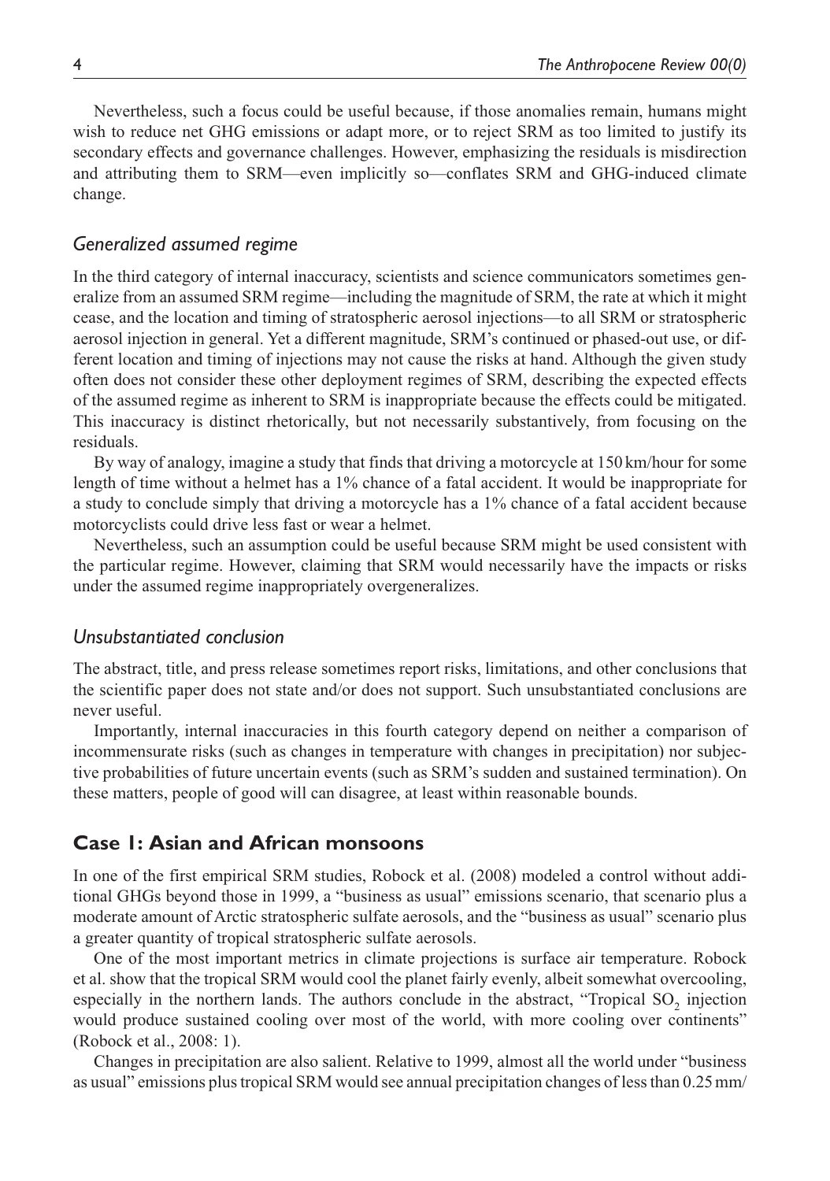Nevertheless, such a focus could be useful because, if those anomalies remain, humans might wish to reduce net GHG emissions or adapt more, or to reject SRM as too limited to justify its secondary effects and governance challenges. However, emphasizing the residuals is misdirection and attributing them to SRM—even implicitly so—conflates SRM and GHG-induced climate change.

### *Generalized assumed regime*

In the third category of internal inaccuracy, scientists and science communicators sometimes generalize from an assumed SRM regime—including the magnitude of SRM, the rate at which it might cease, and the location and timing of stratospheric aerosol injections—to all SRM or stratospheric aerosol injection in general. Yet a different magnitude, SRM's continued or phased-out use, or different location and timing of injections may not cause the risks at hand. Although the given study often does not consider these other deployment regimes of SRM, describing the expected effects of the assumed regime as inherent to SRM is inappropriate because the effects could be mitigated. This inaccuracy is distinct rhetorically, but not necessarily substantively, from focusing on the residuals.

By way of analogy, imagine a study that finds that driving a motorcycle at 150 km/hour for some length of time without a helmet has a 1% chance of a fatal accident. It would be inappropriate for a study to conclude simply that driving a motorcycle has a 1% chance of a fatal accident because motorcyclists could drive less fast or wear a helmet.

Nevertheless, such an assumption could be useful because SRM might be used consistent with the particular regime. However, claiming that SRM would necessarily have the impacts or risks under the assumed regime inappropriately overgeneralizes.

### *Unsubstantiated conclusion*

The abstract, title, and press release sometimes report risks, limitations, and other conclusions that the scientific paper does not state and/or does not support. Such unsubstantiated conclusions are never useful.

Importantly, internal inaccuracies in this fourth category depend on neither a comparison of incommensurate risks (such as changes in temperature with changes in precipitation) nor subjective probabilities of future uncertain events (such as SRM's sudden and sustained termination). On these matters, people of good will can disagree, at least within reasonable bounds.

## Case 1: Asian and African monsoons

In one of the first empirical SRM studies, Robock et al. (2008) modeled a control without additional GHGs beyond those in 1999, a "business as usual" emissions scenario, that scenario plus a moderate amount of Arctic stratospheric sulfate aerosols, and the "business as usual" scenario plus a greater quantity of tropical stratospheric sulfate aerosols.

One of the most important metrics in climate projections is surface air temperature. Robock et al. show that the tropical SRM would cool the planet fairly evenly, albeit somewhat overcooling, especially in the northern lands. The authors conclude in the abstract, "Tropical $SO_2$ injection would produce sustained cooling over most of the world, with more cooling over continents" (Robock et al., 2008: 1).

Changes in precipitation are also salient. Relative to 1999, almost all the world under "business as usual" emissions plus tropical SRM would see annual precipitation changes of less than 0.25 mm/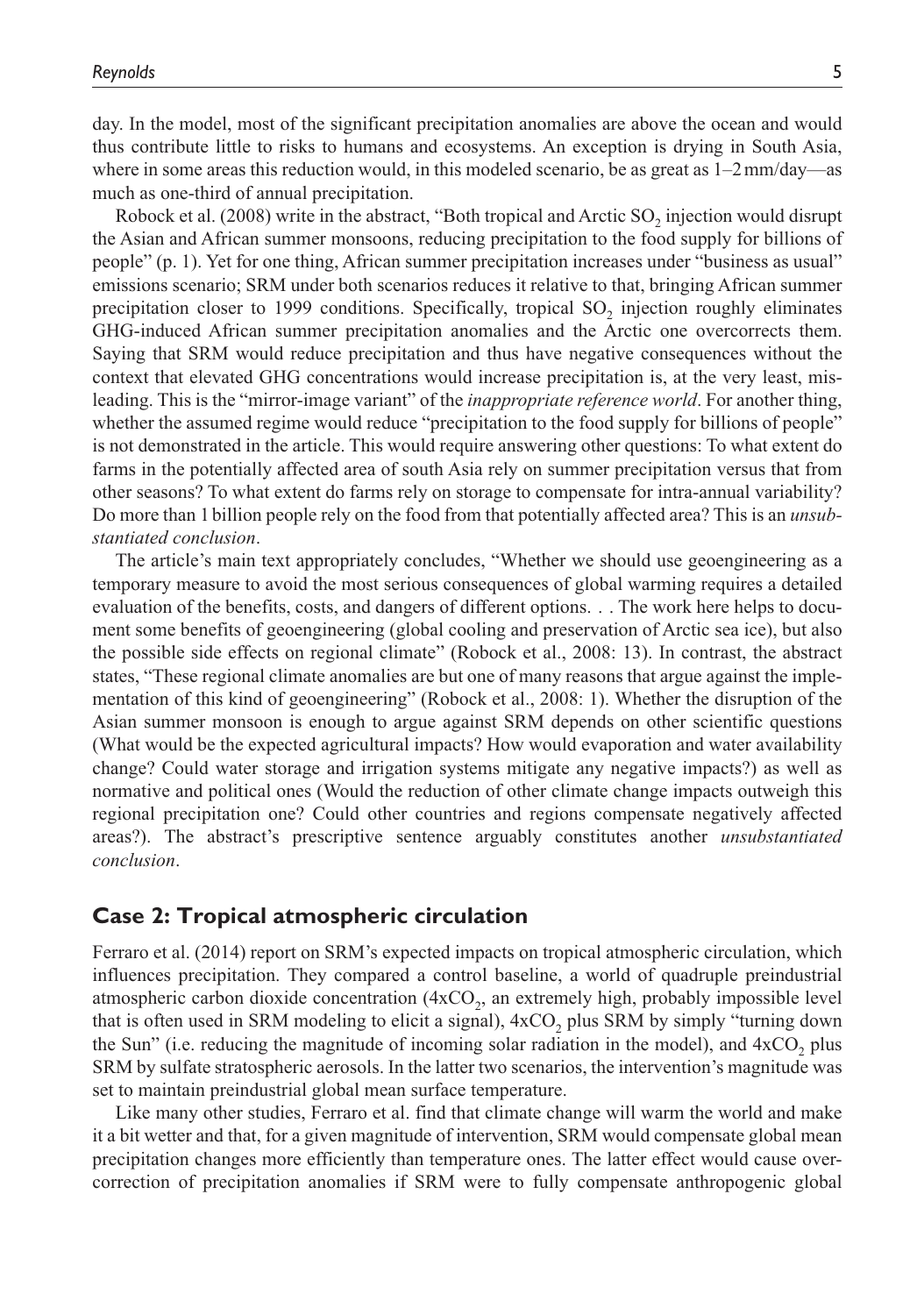day. In the model, most of the significant precipitation anomalies are above the ocean and would thus contribute little to risks to humans and ecosystems. An exception is drying in South Asia, where in some areas this reduction would, in this modeled scenario, be as great as 1–2 mm/day—as much as one-third of annual precipitation.

Robock et al. (2008) write in the abstract, "Both tropical and Arctic $SO_2$ injection would disrupt the Asian and African summer monsoons, reducing precipitation to the food supply for billions of people" (p. 1). Yet for one thing, African summer precipitation increases under "business as usual" emissions scenario; SRM under both scenarios reduces it relative to that, bringing African summer precipitation closer to 1999 conditions. Specifically, tropical $SO_2$ injection roughly eliminates GHG-induced African summer precipitation anomalies and the Arctic one overcorrects them. Saying that SRM would reduce precipitation and thus have negative consequences without the context that elevated GHG concentrations would increase precipitation is, at the very least, misleading. This is the "mirror-image variant" of the *inappropriate reference world*. For another thing, whether the assumed regime would reduce "precipitation to the food supply for billions of people" is not demonstrated in the article. This would require answering other questions: To what extent do farms in the potentially affected area of south Asia rely on summer precipitation versus that from other seasons? To what extent do farms rely on storage to compensate for intra-annual variability? Do more than 1 billion people rely on the food from that potentially affected area? This is an *unsubstantiated conclusion*.

The article's main text appropriately concludes, "Whether we should use geoengineering as a temporary measure to avoid the most serious consequences of global warming requires a detailed evaluation of the benefits, costs, and dangers of different options. . . The work here helps to document some benefits of geoengineering (global cooling and preservation of Arctic sea ice), but also the possible side effects on regional climate" (Robock et al., 2008: 13). In contrast, the abstract states, "These regional climate anomalies are but one of many reasons that argue against the implementation of this kind of geoengineering" (Robock et al., 2008: 1). Whether the disruption of the Asian summer monsoon is enough to argue against SRM depends on other scientific questions (What would be the expected agricultural impacts? How would evaporation and water availability change? Could water storage and irrigation systems mitigate any negative impacts?) as well as normative and political ones (Would the reduction of other climate change impacts outweigh this regional precipitation one? Could other countries and regions compensate negatively affected areas?). The abstract's prescriptive sentence arguably constitutes another *unsubstantiated conclusion*.

## Case 2: Tropical atmospheric circulation

Ferraro et al. (2014) report on SRM's expected impacts on tropical atmospheric circulation, which influences precipitation. They compared a control baseline, a world of quadruple preindustrial atmospheric carbon dioxide concentration ($4xCO_2$, an extremely high, probably impossible level that is often used in SRM modeling to elicit a signal), $4xCO_2$ plus SRM by simply "turning down the Sun" (i.e. reducing the magnitude of incoming solar radiation in the model), and $4xCO_2$ plus SRM by sulfate stratospheric aerosols. In the latter two scenarios, the intervention's magnitude was set to maintain preindustrial global mean surface temperature.

Like many other studies, Ferraro et al. find that climate change will warm the world and make it a bit wetter and that, for a given magnitude of intervention, SRM would compensate global mean precipitation changes more efficiently than temperature ones. The latter effect would cause overcorrection of precipitation anomalies if SRM were to fully compensate anthropogenic global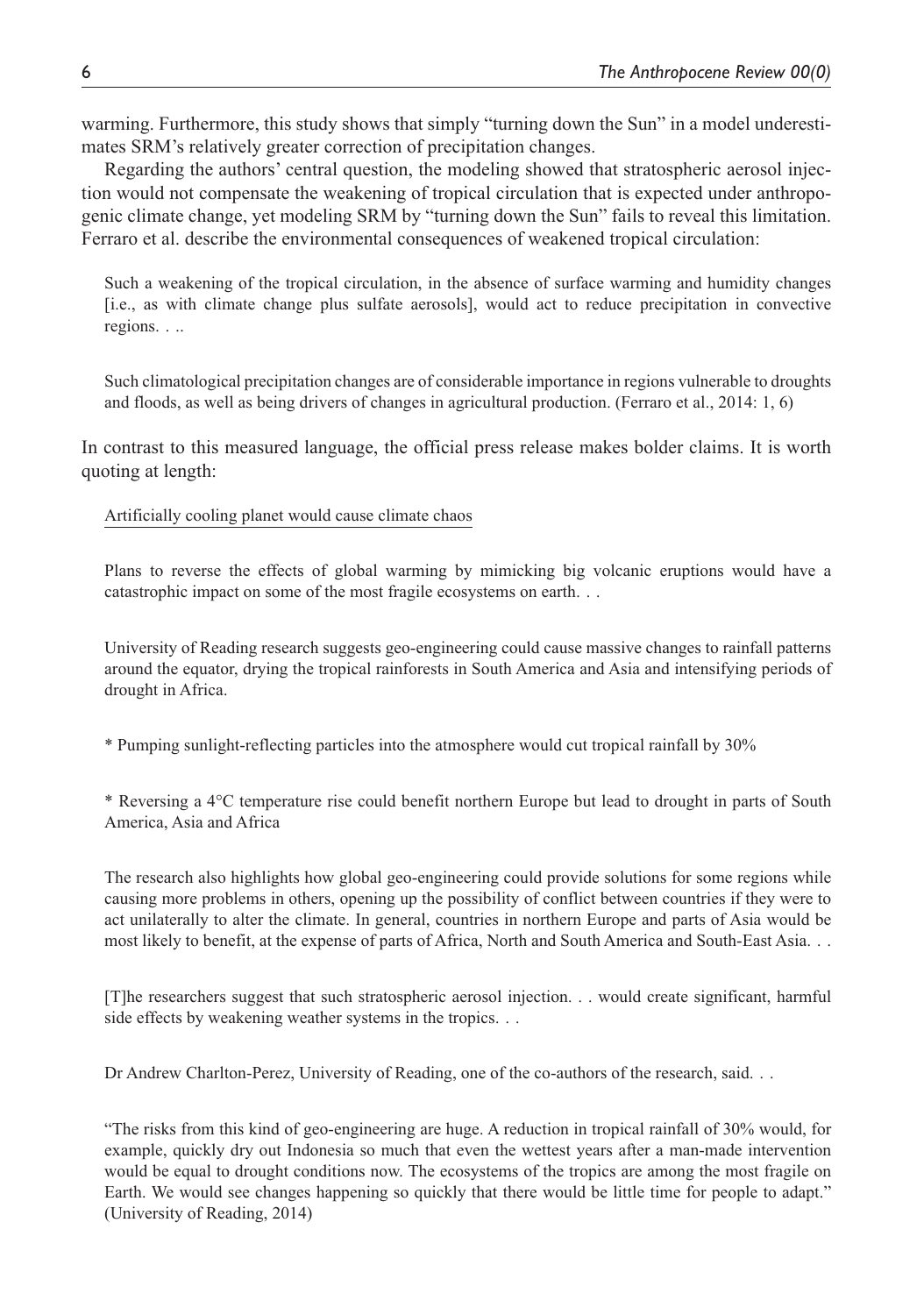warming. Furthermore, this study shows that simply "turning down the Sun" in a model underestimates SRM's relatively greater correction of precipitation changes.

Regarding the authors' central question, the modeling showed that stratospheric aerosol injection would not compensate the weakening of tropical circulation that is expected under anthropogenic climate change, yet modeling SRM by "turning down the Sun" fails to reveal this limitation. Ferraro et al. describe the environmental consequences of weakened tropical circulation:

> Such a weakening of the tropical circulation, in the absence of surface warming and humidity changes [i.e., as with climate change plus sulfate aerosols], would act to reduce precipitation in convective regions. . ..
>
> Such climatological precipitation changes are of considerable importance in regions vulnerable to droughts and floods, as well as being drivers of changes in agricultural production. (Ferraro et al., 2014: 1, 6)

In contrast to this measured language, the official press release makes bolder claims. It is worth quoting at length:

> Artificially cooling planet would cause climate chaos
>
> Plans to reverse the effects of global warming by mimicking big volcanic eruptions would have a catastrophic impact on some of the most fragile ecosystems on earth. . .
>
> University of Reading research suggests geo-engineering could cause massive changes to rainfall patterns around the equator, drying the tropical rainforests in South America and Asia and intensifying periods of drought in Africa.
>
> * Pumping sunlight-reflecting particles into the atmosphere would cut tropical rainfall by 30%
>
> * Reversing a 4°C temperature rise could benefit northern Europe but lead to drought in parts of South America, Asia and Africa
>
> The research also highlights how global geo-engineering could provide solutions for some regions while causing more problems in others, opening up the possibility of conflict between countries if they were to act unilaterally to alter the climate. In general, countries in northern Europe and parts of Asia would be most likely to benefit, at the expense of parts of Africa, North and South America and South-East Asia. . .
>
> [T]he researchers suggest that such stratospheric aerosol injection. . . would create significant, harmful side effects by weakening weather systems in the tropics. . .
>
> Dr Andrew Charlton-Perez, University of Reading, one of the co-authors of the research, said. . .
>
> "The risks from this kind of geo-engineering are huge. A reduction in tropical rainfall of 30% would, for example, quickly dry out Indonesia so much that even the wettest years after a man-made intervention would be equal to drought conditions now. The ecosystems of the tropics are among the most fragile on Earth. We would see changes happening so quickly that there would be little time for people to adapt." (University of Reading, 2014)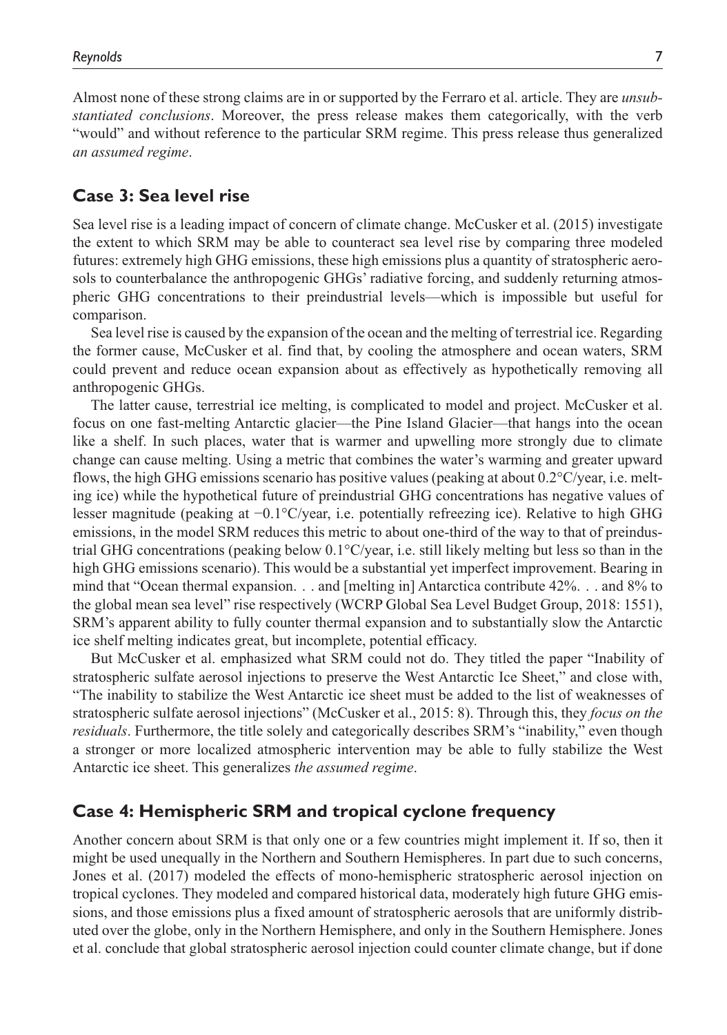Almost none of these strong claims are in or supported by the Ferraro et al. article. They are *unsubstantiated conclusions*. Moreover, the press release makes them categorically, with the verb "would" and without reference to the particular SRM regime. This press release thus generalized *an assumed regime*.

## Case 3: Sea level rise

Sea level rise is a leading impact of concern of climate change. McCusker et al. (2015) investigate the extent to which SRM may be able to counteract sea level rise by comparing three modeled futures: extremely high GHG emissions, these high emissions plus a quantity of stratospheric aerosols to counterbalance the anthropogenic GHGs' radiative forcing, and suddenly returning atmospheric GHG concentrations to their preindustrial levels—which is impossible but useful for comparison.

Sea level rise is caused by the expansion of the ocean and the melting of terrestrial ice. Regarding the former cause, McCusker et al. find that, by cooling the atmosphere and ocean waters, SRM could prevent and reduce ocean expansion about as effectively as hypothetically removing all anthropogenic GHGs.

The latter cause, terrestrial ice melting, is complicated to model and project. McCusker et al. focus on one fast-melting Antarctic glacier—the Pine Island Glacier—that hangs into the ocean like a shelf. In such places, water that is warmer and upwelling more strongly due to climate change can cause melting. Using a metric that combines the water's warming and greater upward flows, the high GHG emissions scenario has positive values (peaking at about 0.2°C/year, i.e. melting ice) while the hypothetical future of preindustrial GHG concentrations has negative values of lesser magnitude (peaking at −0.1°C/year, i.e. potentially refreezing ice). Relative to high GHG emissions, in the model SRM reduces this metric to about one-third of the way to that of preindustrial GHG concentrations (peaking below 0.1°C/year, i.e. still likely melting but less so than in the high GHG emissions scenario). This would be a substantial yet imperfect improvement. Bearing in mind that "Ocean thermal expansion. . . and [melting in] Antarctica contribute 42%. . . and 8% to the global mean sea level" rise respectively (WCRP Global Sea Level Budget Group, 2018: 1551), SRM's apparent ability to fully counter thermal expansion and to substantially slow the Antarctic ice shelf melting indicates great, but incomplete, potential efficacy.

But McCusker et al. emphasized what SRM could not do. They titled the paper "Inability of stratospheric sulfate aerosol injections to preserve the West Antarctic Ice Sheet," and close with, "The inability to stabilize the West Antarctic ice sheet must be added to the list of weaknesses of stratospheric sulfate aerosol injections" (McCusker et al., 2015: 8). Through this, they *focus on the residuals*. Furthermore, the title solely and categorically describes SRM's "inability," even though a stronger or more localized atmospheric intervention may be able to fully stabilize the West Antarctic ice sheet. This generalizes *the assumed regime*.

## Case 4: Hemispheric SRM and tropical cyclone frequency

Another concern about SRM is that only one or a few countries might implement it. If so, then it might be used unequally in the Northern and Southern Hemispheres. In part due to such concerns, Jones et al. (2017) modeled the effects of mono-hemispheric stratospheric aerosol injection on tropical cyclones. They modeled and compared historical data, moderately high future GHG emissions, and those emissions plus a fixed amount of stratospheric aerosols that are uniformly distributed over the globe, only in the Northern Hemisphere, and only in the Southern Hemisphere. Jones et al. conclude that global stratospheric aerosol injection could counter climate change, but if done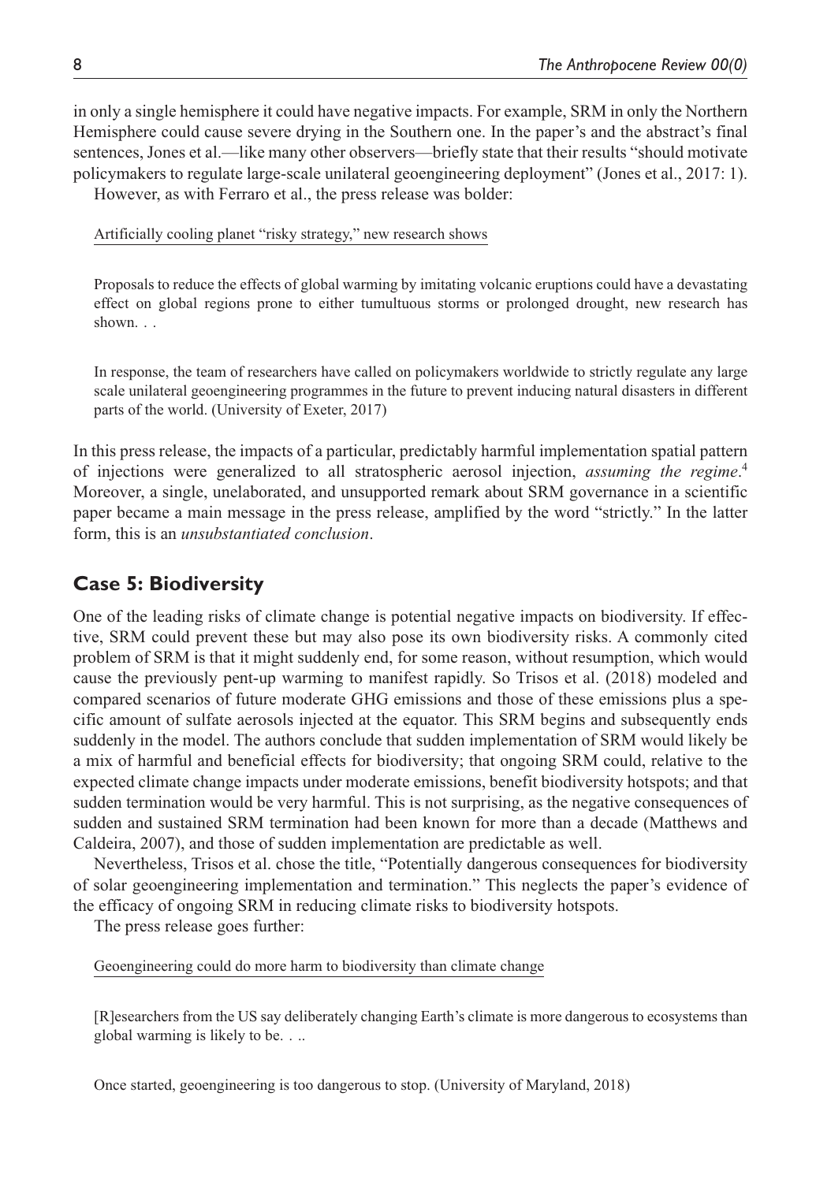in only a single hemisphere it could have negative impacts. For example, SRM in only the Northern Hemisphere could cause severe drying in the Southern one. In the paper's and the abstract's final sentences, Jones et al.—like many other observers—briefly state that their results "should motivate policymakers to regulate large-scale unilateral geoengineering deployment" (Jones et al., 2017: 1).

However, as with Ferraro et al., the press release was bolder:

> Artificially cooling planet "risky strategy," new research shows
>
> Proposals to reduce the effects of global warming by imitating volcanic eruptions could have a devastating effect on global regions prone to either tumultuous storms or prolonged drought, new research has shown. . .
>
> In response, the team of researchers have called on policymakers worldwide to strictly regulate any large scale unilateral geoengineering programmes in the future to prevent inducing natural disasters in different parts of the world. (University of Exeter, 2017)

In this press release, the impacts of a particular, predictably harmful implementation spatial pattern of injections were generalized to all stratospheric aerosol injection, *assuming the regime*.[4] Moreover, a single, unelaborated, and unsupported remark about SRM governance in a scientific paper became a main message in the press release, amplified by the word "strictly." In the latter form, this is an *unsubstantiated conclusion*.

## Case 5: Biodiversity

One of the leading risks of climate change is potential negative impacts on biodiversity. If effective, SRM could prevent these but may also pose its own biodiversity risks. A commonly cited problem of SRM is that it might suddenly end, for some reason, without resumption, which would cause the previously pent-up warming to manifest rapidly. So Trisos et al. (2018) modeled and compared scenarios of future moderate GHG emissions and those of these emissions plus a specific amount of sulfate aerosols injected at the equator. This SRM begins and subsequently ends suddenly in the model. The authors conclude that sudden implementation of SRM would likely be a mix of harmful and beneficial effects for biodiversity; that ongoing SRM could, relative to the expected climate change impacts under moderate emissions, benefit biodiversity hotspots; and that sudden termination would be very harmful. This is not surprising, as the negative consequences of sudden and sustained SRM termination had been known for more than a decade (Matthews and Caldeira, 2007), and those of sudden implementation are predictable as well.

Nevertheless, Trisos et al. chose the title, "Potentially dangerous consequences for biodiversity of solar geoengineering implementation and termination." This neglects the paper's evidence of the efficacy of ongoing SRM in reducing climate risks to biodiversity hotspots.

The press release goes further:

> Geoengineering could do more harm to biodiversity than climate change
>
> [R]esearchers from the US say deliberately changing Earth's climate is more dangerous to ecosystems than global warming is likely to be. . ..
>
> Once started, geoengineering is too dangerous to stop. (University of Maryland, 2018)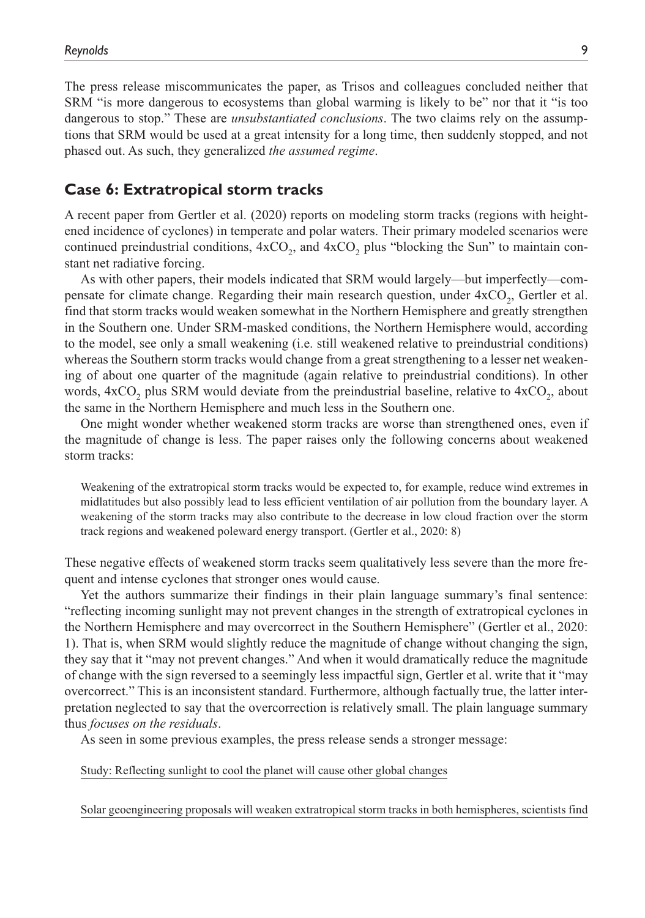The press release miscommunicates the paper, as Trisos and colleagues concluded neither that SRM "is more dangerous to ecosystems than global warming is likely to be" nor that it "is too dangerous to stop." These are *unsubstantiated conclusions*. The two claims rely on the assumptions that SRM would be used at a great intensity for a long time, then suddenly stopped, and not phased out. As such, they generalized *the assumed regime*.

## Case 6: Extratropical storm tracks

A recent paper from Gertler et al. (2020) reports on modeling storm tracks (regions with heightened incidence of cyclones) in temperate and polar waters. Their primary modeled scenarios were continued preindustrial conditions, $4xCO_2$, and $4xCO_2$ plus "blocking the Sun" to maintain constant net radiative forcing.

As with other papers, their models indicated that SRM would largely—but imperfectly—compensate for climate change. Regarding their main research question, under $4xCO_2$, Gertler et al. find that storm tracks would weaken somewhat in the Northern Hemisphere and greatly strengthen in the Southern one. Under SRM-masked conditions, the Northern Hemisphere would, according to the model, see only a small weakening (i.e. still weakened relative to preindustrial conditions) whereas the Southern storm tracks would change from a great strengthening to a lesser net weakening of about one quarter of the magnitude (again relative to preindustrial conditions). In other words, $4xCO_2$ plus SRM would deviate from the preindustrial baseline, relative to $4xCO_2$, about the same in the Northern Hemisphere and much less in the Southern one.

One might wonder whether weakened storm tracks are worse than strengthened ones, even if the magnitude of change is less. The paper raises only the following concerns about weakened storm tracks:

> Weakening of the extratropical storm tracks would be expected to, for example, reduce wind extremes in midlatitudes but also possibly lead to less efficient ventilation of air pollution from the boundary layer. A weakening of the storm tracks may also contribute to the decrease in low cloud fraction over the storm track regions and weakened poleward energy transport. (Gertler et al., 2020: 8)

These negative effects of weakened storm tracks seem qualitatively less severe than the more frequent and intense cyclones that stronger ones would cause.

Yet the authors summarize their findings in their plain language summary's final sentence: "reflecting incoming sunlight may not prevent changes in the strength of extratropical cyclones in the Northern Hemisphere and may overcorrect in the Southern Hemisphere" (Gertler et al., 2020: 1). That is, when SRM would slightly reduce the magnitude of change without changing the sign, they say that it "may not prevent changes." And when it would dramatically reduce the magnitude of change with the sign reversed to a seemingly less impactful sign, Gertler et al. write that it "may overcorrect." This is an inconsistent standard. Furthermore, although factually true, the latter interpretation neglected to say that the overcorrection is relatively small. The plain language summary thus *focuses on the residuals*.

As seen in some previous examples, the press release sends a stronger message:

> Study: Reflecting sunlight to cool the planet will cause other global changes

> Solar geoengineering proposals will weaken extratropical storm tracks in both hemispheres, scientists find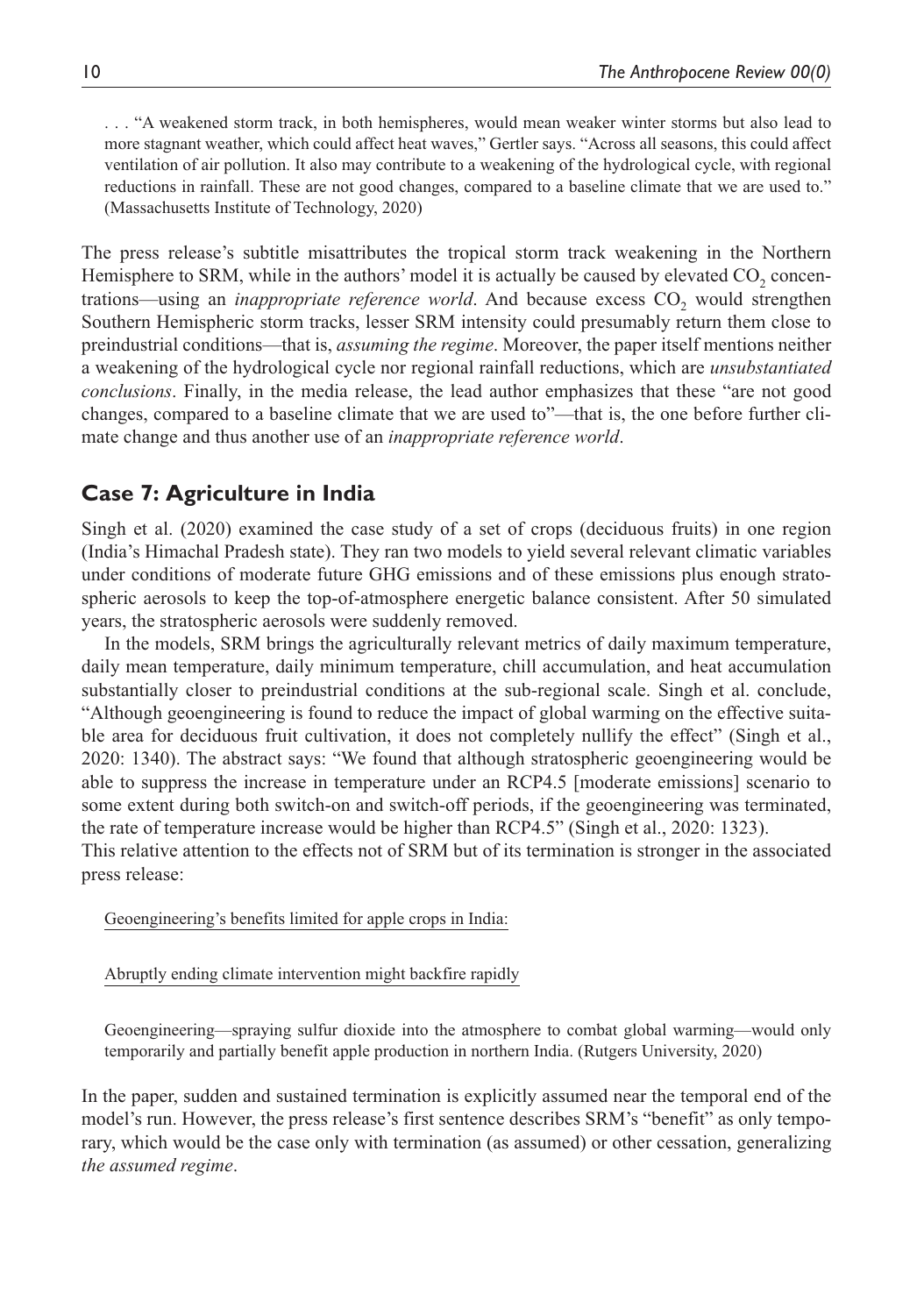> . . . “A weakened storm track, in both hemispheres, would mean weaker winter storms but also lead to more stagnant weather, which could affect heat waves,” Gertler says. “Across all seasons, this could affect ventilation of air pollution. It also may contribute to a weakening of the hydrological cycle, with regional reductions in rainfall. These are not good changes, compared to a baseline climate that we are used to.” (Massachusetts Institute of Technology, 2020)

The press release’s subtitle misattributes the tropical storm track weakening in the Northern Hemisphere to SRM, while in the authors’ model it is actually be caused by elevated $CO_2$ concentrations—using an *inappropriate reference world*. And because excess $CO_2$ would strengthen Southern Hemispheric storm tracks, lesser SRM intensity could presumably return them close to preindustrial conditions—that is, *assuming the regime*. Moreover, the paper itself mentions neither a weakening of the hydrological cycle nor regional rainfall reductions, which are *unsubstantiated conclusions*. Finally, in the media release, the lead author emphasizes that these “are not good changes, compared to a baseline climate that we are used to”—that is, the one before further climate change and thus another use of an *inappropriate reference world*.

## Case 7: Agriculture in India

Singh et al. (2020) examined the case study of a set of crops (deciduous fruits) in one region (India’s Himachal Pradesh state). They ran two models to yield several relevant climatic variables under conditions of moderate future GHG emissions and of these emissions plus enough stratospheric aerosols to keep the top-of-atmosphere energetic balance consistent. After 50 simulated years, the stratospheric aerosols were suddenly removed.

In the models, SRM brings the agriculturally relevant metrics of daily maximum temperature, daily mean temperature, daily minimum temperature, chill accumulation, and heat accumulation substantially closer to preindustrial conditions at the sub-regional scale. Singh et al. conclude, “Although geoengineering is found to reduce the impact of global warming on the effective suitable area for deciduous fruit cultivation, it does not completely nullify the effect” (Singh et al., 2020: 1340). The abstract says: “We found that although stratospheric geoengineering would be able to suppress the increase in temperature under an RCP4.5 [moderate emissions] scenario to some extent during both switch-on and switch-off periods, if the geoengineering was terminated, the rate of temperature increase would be higher than RCP4.5” (Singh et al., 2020: 1323).

This relative attention to the effects not of SRM but of its termination is stronger in the associated press release:

> Geoengineering’s benefits limited for apple crops in India:
>
> Abruptly ending climate intervention might backfire rapidly
>
> Geoengineering—spraying sulfur dioxide into the atmosphere to combat global warming—would only temporarily and partially benefit apple production in northern India. (Rutgers University, 2020)

In the paper, sudden and sustained termination is explicitly assumed near the temporal end of the model’s run. However, the press release’s first sentence describes SRM’s “benefit” as only temporary, which would be the case only with termination (as assumed) or other cessation, generalizing *the assumed regime*.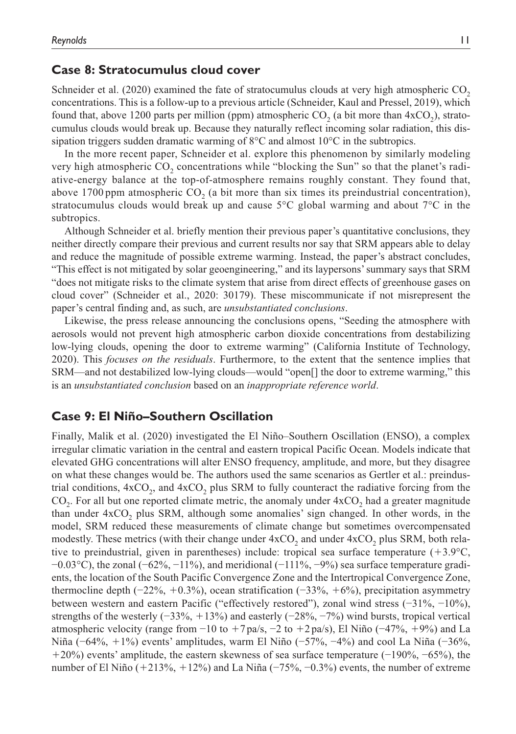## Case 8: Stratocumulus cloud cover

Schneider et al. (2020) examined the fate of stratocumulus clouds at very high atmospheric $CO_2$ concentrations. This is a follow-up to a previous article (Schneider, Kaul and Pressel, 2019), which found that, above 1200 parts per million (ppm) atmospheric $CO_2$ (a bit more than $4xCO_2$), stratocumulus clouds would break up. Because they naturally reflect incoming solar radiation, this dissipation triggers sudden dramatic warming of 8°C and almost 10°C in the subtropics.

In the more recent paper, Schneider et al. explore this phenomenon by similarly modeling very high atmospheric $CO_2$ concentrations while "blocking the Sun" so that the planet's radiative-energy balance at the top-of-atmosphere remains roughly constant. They found that, above 1700 ppm atmospheric $CO_2$ (a bit more than six times its preindustrial concentration), stratocumulus clouds would break up and cause 5°C global warming and about 7°C in the subtropics.

Although Schneider et al. briefly mention their previous paper's quantitative conclusions, they neither directly compare their previous and current results nor say that SRM appears able to delay and reduce the magnitude of possible extreme warming. Instead, the paper's abstract concludes, "This effect is not mitigated by solar geoengineering," and its laypersons' summary says that SRM "does not mitigate risks to the climate system that arise from direct effects of greenhouse gases on cloud cover" (Schneider et al., 2020: 30179). These miscommunicate if not misrepresent the paper's central finding and, as such, are *unsubstantiated conclusions*.

Likewise, the press release announcing the conclusions opens, "Seeding the atmosphere with aerosols would not prevent high atmospheric carbon dioxide concentrations from destabilizing low-lying clouds, opening the door to extreme warming" (California Institute of Technology, 2020). This *focuses on the residuals*. Furthermore, to the extent that the sentence implies that SRM—and not destabilized low-lying clouds—would "open[] the door to extreme warming," this is an *unsubstantiated conclusion* based on an *inappropriate reference world*.

## Case 9: El Niño–Southern Oscillation

Finally, Malik et al. (2020) investigated the El Niño–Southern Oscillation (ENSO), a complex irregular climatic variation in the central and eastern tropical Pacific Ocean. Models indicate that elevated GHG concentrations will alter ENSO frequency, amplitude, and more, but they disagree on what these changes would be. The authors used the same scenarios as Gertler et al.: preindustrial conditions, $4xCO_2$, and $4xCO_2$ plus SRM to fully counteract the radiative forcing from the $CO_2$. For all but one reported climate metric, the anomaly under $4xCO_2$ had a greater magnitude than under $4xCO_2$ plus SRM, although some anomalies' sign changed. In other words, in the model, SRM reduced these measurements of climate change but sometimes overcompensated modestly. These metrics (with their change under $4xCO_2$ and under $4xCO_2$ plus SRM, both relative to preindustrial, given in parentheses) include: tropical sea surface temperature (+3.9°C, −0.03°C), the zonal (−62%, −11%), and meridional (−111%, −9%) sea surface temperature gradients, the location of the South Pacific Convergence Zone and the Intertropical Convergence Zone, thermocline depth (−22%, +0.3%), ocean stratification (−33%, +6%), precipitation asymmetry between western and eastern Pacific ("effectively restored"), zonal wind stress (−31%, −10%), strengths of the westerly (−33%, +13%) and easterly (−28%, −7%) wind bursts, tropical vertical atmospheric velocity (range from −10 to +7 pa/s, −2 to +2 pa/s), El Niño (−47%, +9%) and La Niña (−64%, +1%) events' amplitudes, warm El Niño (−57%, −4%) and cool La Niña (−36%, +20%) events' amplitude, the eastern skewness of sea surface temperature (−190%, −65%), the number of El Niño (+213%, +12%) and La Niña (−75%, −0.3%) events, the number of extreme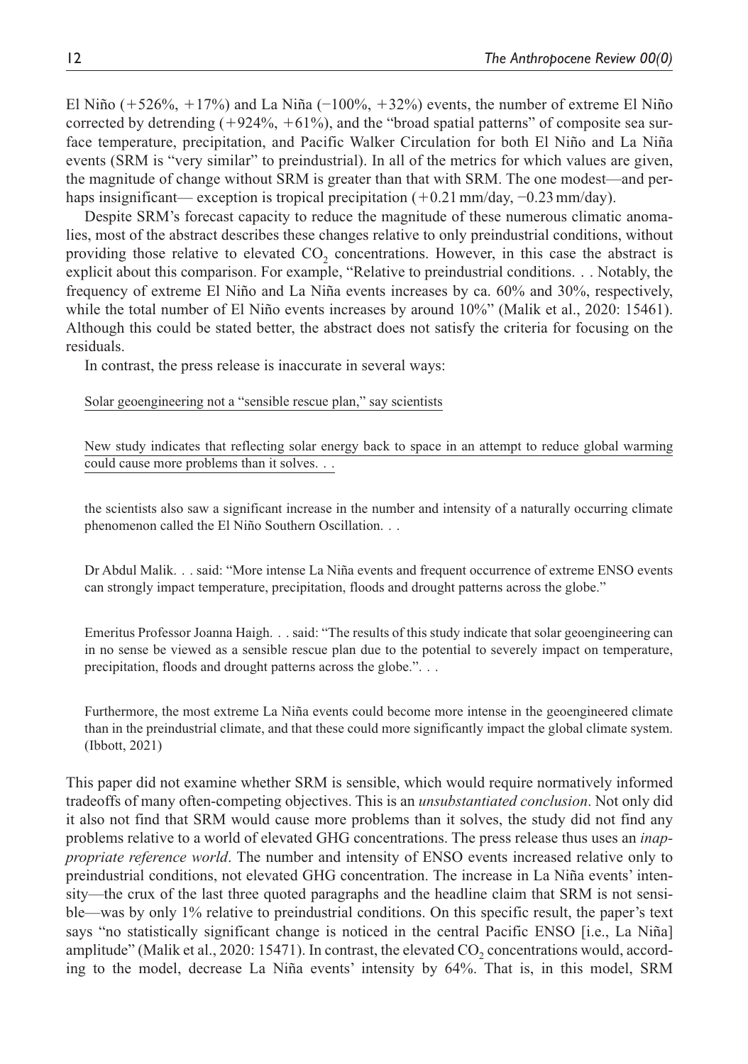El Niño (+526%, +17%) and La Niña (−100%, +32%) events, the number of extreme El Niño corrected by detrending (+924%, +61%), and the "broad spatial patterns" of composite sea surface temperature, precipitation, and Pacific Walker Circulation for both El Niño and La Niña events (SRM is "very similar" to preindustrial). In all of the metrics for which values are given, the magnitude of change without SRM is greater than that with SRM. The one modest—and perhaps insignificant— exception is tropical precipitation (+0.21 mm/day, −0.23 mm/day).

Despite SRM's forecast capacity to reduce the magnitude of these numerous climatic anomalies, most of the abstract describes these changes relative to only preindustrial conditions, without providing those relative to elevated $CO_2$ concentrations. However, in this case the abstract is explicit about this comparison. For example, "Relative to preindustrial conditions. . . Notably, the frequency of extreme El Niño and La Niña events increases by ca. 60% and 30%, respectively, while the total number of El Niño events increases by around 10%" (Malik et al., 2020: 15461). Although this could be stated better, the abstract does not satisfy the criteria for focusing on the residuals.

In contrast, the press release is inaccurate in several ways:

> <u>Solar geoengineering not a "sensible rescue plan," say scientists</u>
>
> <u>New study indicates that reflecting solar energy back to space in an attempt to reduce global warming could cause more problems than it solves. . .</u>
>
> the scientists also saw a significant increase in the number and intensity of a naturally occurring climate phenomenon called the El Niño Southern Oscillation. . .
>
> Dr Abdul Malik. . . said: "More intense La Niña events and frequent occurrence of extreme ENSO events can strongly impact temperature, precipitation, floods and drought patterns across the globe."
>
> Emeritus Professor Joanna Haigh. . . said: "The results of this study indicate that solar geoengineering can in no sense be viewed as a sensible rescue plan due to the potential to severely impact on temperature, precipitation, floods and drought patterns across the globe.". . .
>
> Furthermore, the most extreme La Niña events could become more intense in the geoengineered climate than in the preindustrial climate, and that these could more significantly impact the global climate system. (Ibbott, 2021)

This paper did not examine whether SRM is sensible, which would require normatively informed tradeoffs of many often-competing objectives. This is an *unsubstantiated conclusion*. Not only did it also not find that SRM would cause more problems than it solves, the study did not find any problems relative to a world of elevated GHG concentrations. The press release thus uses an *inappropriate reference world*. The number and intensity of ENSO events increased relative only to preindustrial conditions, not elevated GHG concentration. The increase in La Niña events' intensity—the crux of the last three quoted paragraphs and the headline claim that SRM is not sensible—was by only 1% relative to preindustrial conditions. On this specific result, the paper's text says "no statistically significant change is noticed in the central Pacific ENSO [i.e., La Niña] amplitude" (Malik et al., 2020: 15471). In contrast, the elevated $CO_2$ concentrations would, according to the model, decrease La Niña events' intensity by 64%. That is, in this model, SRM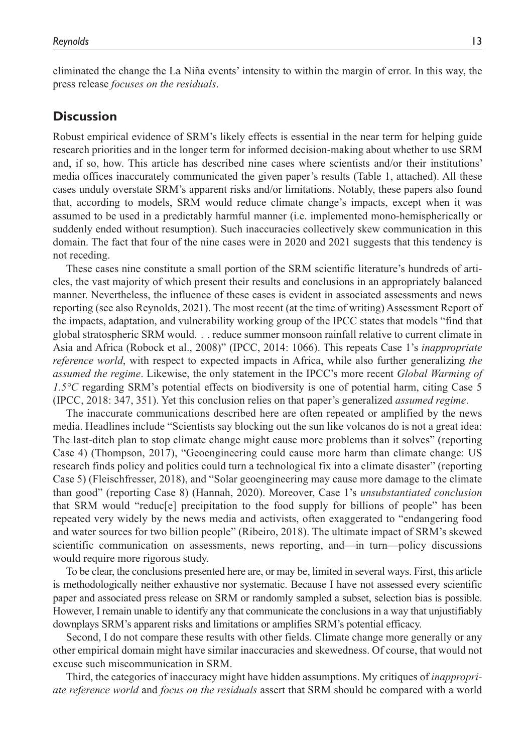eliminated the change the La Niña events' intensity to within the margin of error. In this way, the press release *focuses on the residuals*.

## Discussion

Robust empirical evidence of SRM's likely effects is essential in the near term for helping guide research priorities and in the longer term for informed decision-making about whether to use SRM and, if so, how. This article has described nine cases where scientists and/or their institutions' media offices inaccurately communicated the given paper's results (Table 1, attached). All these cases unduly overstate SRM's apparent risks and/or limitations. Notably, these papers also found that, according to models, SRM would reduce climate change's impacts, except when it was assumed to be used in a predictably harmful manner (i.e. implemented mono-hemispherically or suddenly ended without resumption). Such inaccuracies collectively skew communication in this domain. The fact that four of the nine cases were in 2020 and 2021 suggests that this tendency is not receding.

These cases nine constitute a small portion of the SRM scientific literature's hundreds of articles, the vast majority of which present their results and conclusions in an appropriately balanced manner. Nevertheless, the influence of these cases is evident in associated assessments and news reporting (see also Reynolds, 2021). The most recent (at the time of writing) Assessment Report of the impacts, adaptation, and vulnerability working group of the IPCC states that models "find that global stratospheric SRM would. . . reduce summer monsoon rainfall relative to current climate in Asia and Africa (Robock et al., 2008)" (IPCC, 2014: 1066). This repeats Case 1's *inappropriate reference world*, with respect to expected impacts in Africa, while also further generalizing *the assumed the regime*. Likewise, the only statement in the IPCC's more recent *Global Warming of 1.5°C* regarding SRM's potential effects on biodiversity is one of potential harm, citing Case 5 (IPCC, 2018: 347, 351). Yet this conclusion relies on that paper's generalized *assumed regime*.

The inaccurate communications described here are often repeated or amplified by the news media. Headlines include "Scientists say blocking out the sun like volcanos do is not a great idea: The last-ditch plan to stop climate change might cause more problems than it solves" (reporting Case 4) (Thompson, 2017), "Geoengineering could cause more harm than climate change: US research finds policy and politics could turn a technological fix into a climate disaster" (reporting Case 5) (Fleischfresser, 2018), and "Solar geoengineering may cause more damage to the climate than good" (reporting Case 8) (Hannah, 2020). Moreover, Case 1's *unsubstantiated conclusion* that SRM would "reduc[e] precipitation to the food supply for billions of people" has been repeated very widely by the news media and activists, often exaggerated to "endangering food and water sources for two billion people" (Ribeiro, 2018). The ultimate impact of SRM's skewed scientific communication on assessments, news reporting, and—in turn—policy discussions would require more rigorous study.

To be clear, the conclusions presented here are, or may be, limited in several ways. First, this article is methodologically neither exhaustive nor systematic. Because I have not assessed every scientific paper and associated press release on SRM or randomly sampled a subset, selection bias is possible. However, I remain unable to identify any that communicate the conclusions in a way that unjustifiably downplays SRM's apparent risks and limitations or amplifies SRM's potential efficacy.

Second, I do not compare these results with other fields. Climate change more generally or any other empirical domain might have similar inaccuracies and skewedness. Of course, that would not excuse such miscommunication in SRM.

Third, the categories of inaccuracy might have hidden assumptions. My critiques of *inappropriate reference world* and *focus on the residuals* assert that SRM should be compared with a world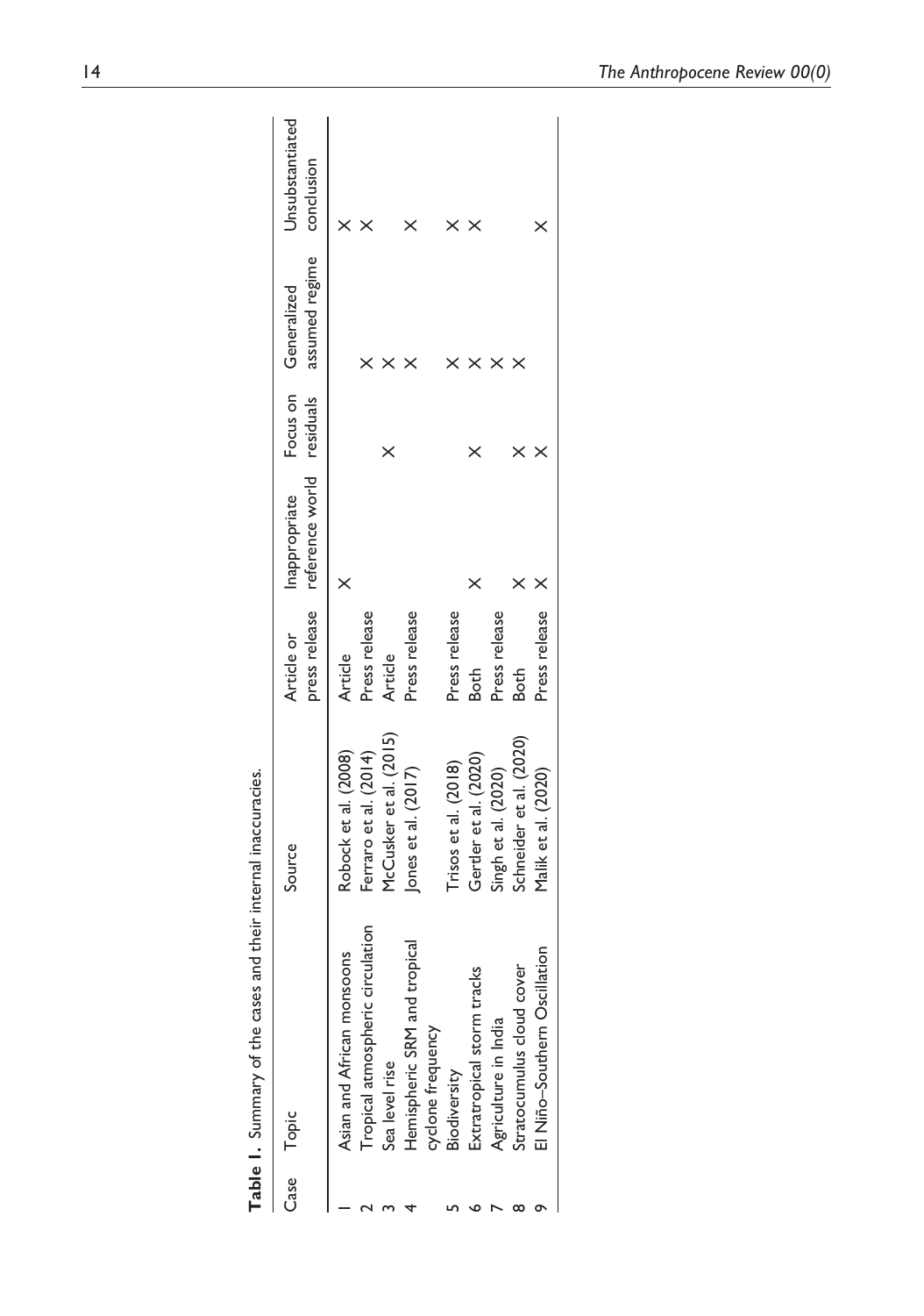**Table 1.** Summary of the cases and their internal inaccuracies.

| Case | Topic | Source | Article or press release | Inappropriate reference world | Focus on residuals | Generalized assumed regime | Unsubstantiated conclusion |
|---|---|---|---|---|---|---|---|
| 1 | Asian and African monsoons | Robock et al. (2008) | Article | × | | | × |
| 2 | Tropical atmospheric circulation | Ferraro et al. (2014) | Press release | | | × | × |
| 3 | Sea level rise | McCusker et al. (2015) | Article | | × | × | |
| 4 | Hemispheric SRM and tropical cyclone frequency | Jones et al. (2017) | Press release | | | × | × |
| 5 | Biodiversity | Trisos et al. (2018) | Press release | | | × | × |
| 6 | Extratropical storm tracks | Gertler et al. (2020) | Both | × | × | × | × |
| 7 | Agriculture in India | Singh et al. (2020) | Press release | | | × | |
| 8 | Stratocumulus cloud cover | Schneider et al. (2020) | Both | × | × | × | |
| 9 | El Niño–Southern Oscillation | Malik et al. (2020) | Press release | × | × | | × |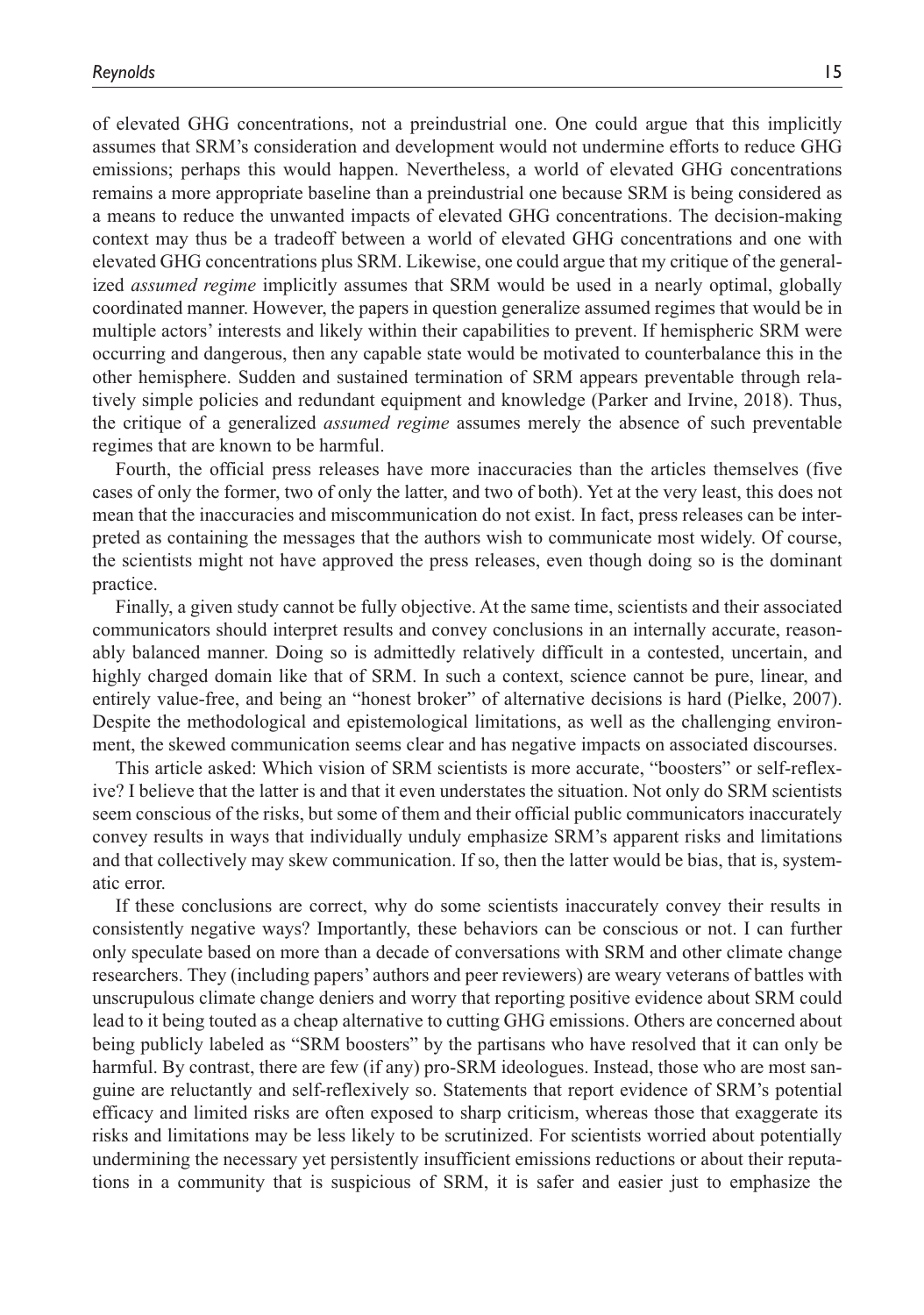of elevated GHG concentrations, not a preindustrial one. One could argue that this implicitly assumes that SRM's consideration and development would not undermine efforts to reduce GHG emissions; perhaps this would happen. Nevertheless, a world of elevated GHG concentrations remains a more appropriate baseline than a preindustrial one because SRM is being considered as a means to reduce the unwanted impacts of elevated GHG concentrations. The decision-making context may thus be a tradeoff between a world of elevated GHG concentrations and one with elevated GHG concentrations plus SRM. Likewise, one could argue that my critique of the generalized *assumed regime* implicitly assumes that SRM would be used in a nearly optimal, globally coordinated manner. However, the papers in question generalize assumed regimes that would be in multiple actors' interests and likely within their capabilities to prevent. If hemispheric SRM were occurring and dangerous, then any capable state would be motivated to counterbalance this in the other hemisphere. Sudden and sustained termination of SRM appears preventable through relatively simple policies and redundant equipment and knowledge (Parker and Irvine, 2018). Thus, the critique of a generalized *assumed regime* assumes merely the absence of such preventable regimes that are known to be harmful.

Fourth, the official press releases have more inaccuracies than the articles themselves (five cases of only the former, two of only the latter, and two of both). Yet at the very least, this does not mean that the inaccuracies and miscommunication do not exist. In fact, press releases can be interpreted as containing the messages that the authors wish to communicate most widely. Of course, the scientists might not have approved the press releases, even though doing so is the dominant practice.

Finally, a given study cannot be fully objective. At the same time, scientists and their associated communicators should interpret results and convey conclusions in an internally accurate, reasonably balanced manner. Doing so is admittedly relatively difficult in a contested, uncertain, and highly charged domain like that of SRM. In such a context, science cannot be pure, linear, and entirely value-free, and being an "honest broker" of alternative decisions is hard (Pielke, 2007). Despite the methodological and epistemological limitations, as well as the challenging environment, the skewed communication seems clear and has negative impacts on associated discourses.

This article asked: Which vision of SRM scientists is more accurate, "boosters" or self-reflexive? I believe that the latter is and that it even understates the situation. Not only do SRM scientists seem conscious of the risks, but some of them and their official public communicators inaccurately convey results in ways that individually unduly emphasize SRM's apparent risks and limitations and that collectively may skew communication. If so, then the latter would be bias, that is, systematic error.

If these conclusions are correct, why do some scientists inaccurately convey their results in consistently negative ways? Importantly, these behaviors can be conscious or not. I can further only speculate based on more than a decade of conversations with SRM and other climate change researchers. They (including papers' authors and peer reviewers) are weary veterans of battles with unscrupulous climate change deniers and worry that reporting positive evidence about SRM could lead to it being touted as a cheap alternative to cutting GHG emissions. Others are concerned about being publicly labeled as "SRM boosters" by the partisans who have resolved that it can only be harmful. By contrast, there are few (if any) pro-SRM ideologues. Instead, those who are most sanguine are reluctantly and self-reflexively so. Statements that report evidence of SRM's potential efficacy and limited risks are often exposed to sharp criticism, whereas those that exaggerate its risks and limitations may be less likely to be scrutinized. For scientists worried about potentially undermining the necessary yet persistently insufficient emissions reductions or about their reputations in a community that is suspicious of SRM, it is safer and easier just to emphasize the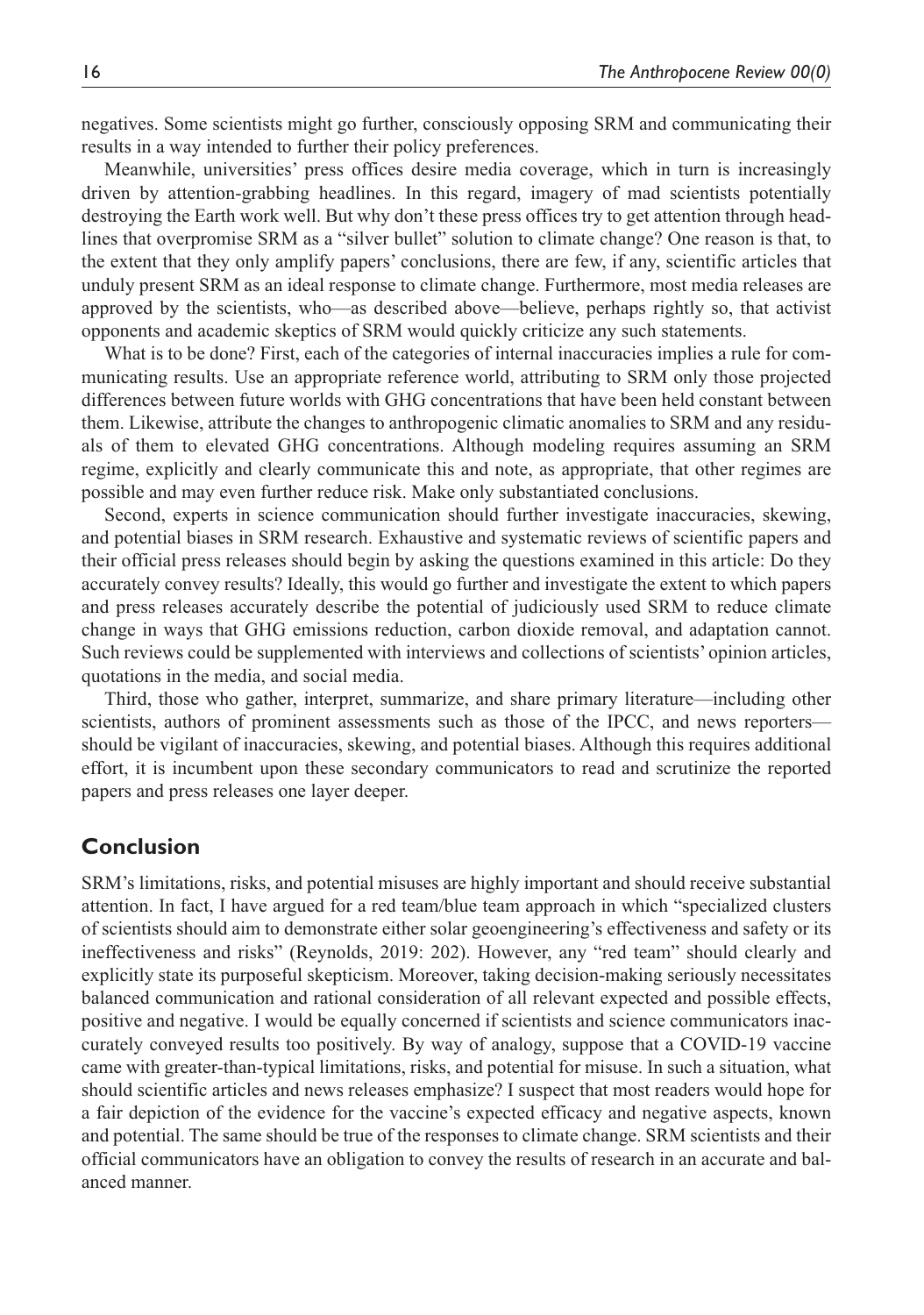negatives. Some scientists might go further, consciously opposing SRM and communicating their results in a way intended to further their policy preferences.

Meanwhile, universities' press offices desire media coverage, which in turn is increasingly driven by attention-grabbing headlines. In this regard, imagery of mad scientists potentially destroying the Earth work well. But why don't these press offices try to get attention through headlines that overpromise SRM as a "silver bullet" solution to climate change? One reason is that, to the extent that they only amplify papers' conclusions, there are few, if any, scientific articles that unduly present SRM as an ideal response to climate change. Furthermore, most media releases are approved by the scientists, who—as described above—believe, perhaps rightly so, that activist opponents and academic skeptics of SRM would quickly criticize any such statements.

What is to be done? First, each of the categories of internal inaccuracies implies a rule for communicating results. Use an appropriate reference world, attributing to SRM only those projected differences between future worlds with GHG concentrations that have been held constant between them. Likewise, attribute the changes to anthropogenic climatic anomalies to SRM and any residuals of them to elevated GHG concentrations. Although modeling requires assuming an SRM regime, explicitly and clearly communicate this and note, as appropriate, that other regimes are possible and may even further reduce risk. Make only substantiated conclusions.

Second, experts in science communication should further investigate inaccuracies, skewing, and potential biases in SRM research. Exhaustive and systematic reviews of scientific papers and their official press releases should begin by asking the questions examined in this article: Do they accurately convey results? Ideally, this would go further and investigate the extent to which papers and press releases accurately describe the potential of judiciously used SRM to reduce climate change in ways that GHG emissions reduction, carbon dioxide removal, and adaptation cannot. Such reviews could be supplemented with interviews and collections of scientists' opinion articles, quotations in the media, and social media.

Third, those who gather, interpret, summarize, and share primary literature—including other scientists, authors of prominent assessments such as those of the IPCC, and news reporters—should be vigilant of inaccuracies, skewing, and potential biases. Although this requires additional effort, it is incumbent upon these secondary communicators to read and scrutinize the reported papers and press releases one layer deeper.

## Conclusion

SRM's limitations, risks, and potential misuses are highly important and should receive substantial attention. In fact, I have argued for a red team/blue team approach in which "specialized clusters of scientists should aim to demonstrate either solar geoengineering's effectiveness and safety or its ineffectiveness and risks" (Reynolds, 2019: 202). However, any "red team" should clearly and explicitly state its purposeful skepticism. Moreover, taking decision-making seriously necessitates balanced communication and rational consideration of all relevant expected and possible effects, positive and negative. I would be equally concerned if scientists and science communicators inaccurately conveyed results too positively. By way of analogy, suppose that a COVID-19 vaccine came with greater-than-typical limitations, risks, and potential for misuse. In such a situation, what should scientific articles and news releases emphasize? I suspect that most readers would hope for a fair depiction of the evidence for the vaccine's expected efficacy and negative aspects, known and potential. The same should be true of the responses to climate change. SRM scientists and their official communicators have an obligation to convey the results of research in an accurate and balanced manner.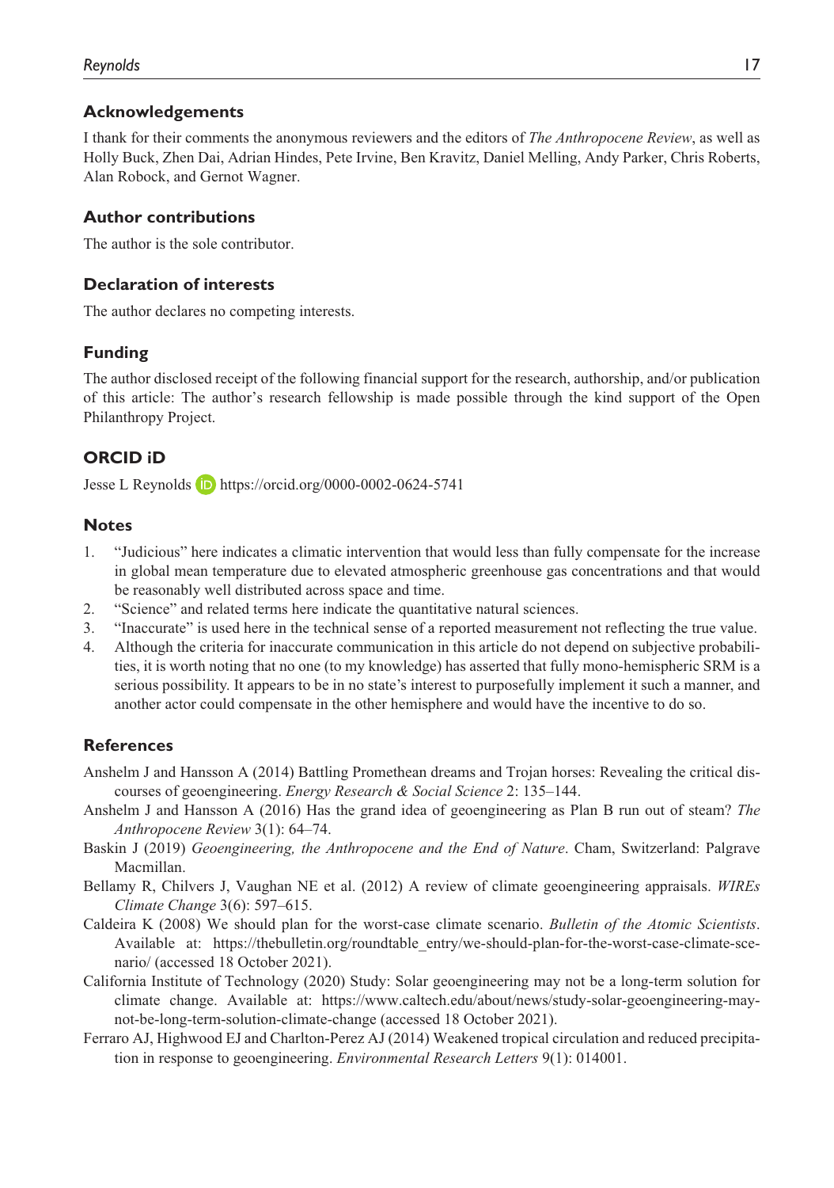## Acknowledgements

I thank for their comments the anonymous reviewers and the editors of *The Anthropocene Review*, as well as Holly Buck, Zhen Dai, Adrian Hindes, Pete Irvine, Ben Kravitz, Daniel Melling, Andy Parker, Chris Roberts, Alan Robock, and Gernot Wagner.

## Author contributions

The author is the sole contributor.

## Declaration of interests

The author declares no competing interests.

## Funding

The author disclosed receipt of the following financial support for the research, authorship, and/or publication of this article: The author's research fellowship is made possible through the kind support of the Open Philanthropy Project.

## ORCID iD

Jesse L Reynolds https://orcid.org/0000-0002-0624-5741

## Notes

1. "Judicious" here indicates a climatic intervention that would less than fully compensate for the increase in global mean temperature due to elevated atmospheric greenhouse gas concentrations and that would be reasonably well distributed across space and time.
2. "Science" and related terms here indicate the quantitative natural sciences.
3. "Inaccurate" is used here in the technical sense of a reported measurement not reflecting the true value.
4. Although the criteria for inaccurate communication in this article do not depend on subjective probabilities, it is worth noting that no one (to my knowledge) has asserted that fully mono-hemispheric SRM is a serious possibility. It appears to be in no state's interest to purposefully implement it such a manner, and another actor could compensate in the other hemisphere and would have the incentive to do so.

## References

Anshelm J and Hansson A (2014) Battling Promethean dreams and Trojan horses: Revealing the critical discourses of geoengineering. *Energy Research & Social Science* 2: 135–144.

Anshelm J and Hansson A (2016) Has the grand idea of geoengineering as Plan B run out of steam? *The Anthropocene Review* 3(1): 64–74.

Baskin J (2019) *Geoengineering, the Anthropocene and the End of Nature*. Cham, Switzerland: Palgrave Macmillan.

Bellamy R, Chilvers J, Vaughan NE et al. (2012) A review of climate geoengineering appraisals. *WIREs Climate Change* 3(6): 597–615.

Caldeira K (2008) We should plan for the worst-case climate scenario. *Bulletin of the Atomic Scientists*. Available at: https://thebulletin.org/roundtable_entry/we-should-plan-for-the-worst-case-climate-scenario/ (accessed 18 October 2021).

California Institute of Technology (2020) Study: Solar geoengineering may not be a long-term solution for climate change. Available at: https://www.caltech.edu/about/news/study-solar-geoengineering-may-not-be-long-term-solution-climate-change (accessed 18 October 2021).

Ferraro AJ, Highwood EJ and Charlton-Perez AJ (2014) Weakened tropical circulation and reduced precipitation in response to geoengineering. *Environmental Research Letters* 9(1): 014001.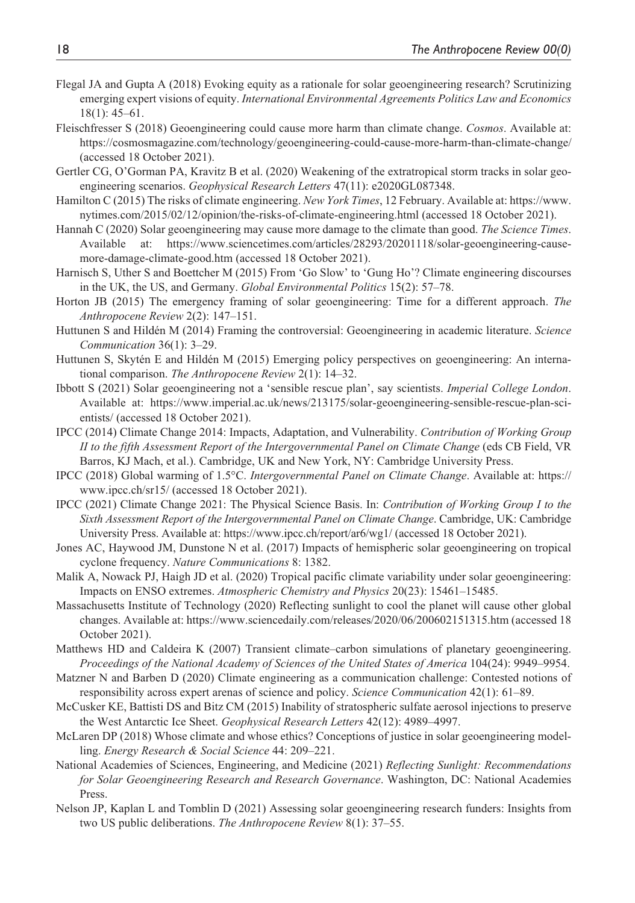Flegal JA and Gupta A (2018) Evoking equity as a rationale for solar geoengineering research? Scrutinizing emerging expert visions of equity. *International Environmental Agreements Politics Law and Economics* 18(1): 45–61.

Fleischfresser S (2018) Geoengineering could cause more harm than climate change. *Cosmos*. Available at: https://cosmosmagazine.com/technology/geoengineering-could-cause-more-harm-than-climate-change/ (accessed 18 October 2021).

Gertler CG, O'Gorman PA, Kravitz B et al. (2020) Weakening of the extratropical storm tracks in solar geoengineering scenarios. *Geophysical Research Letters* 47(11): e2020GL087348.

Hamilton C (2015) The risks of climate engineering. *New York Times*, 12 February. Available at: https://www.nytimes.com/2015/02/12/opinion/the-risks-of-climate-engineering.html (accessed 18 October 2021).

Hannah C (2020) Solar geoengineering may cause more damage to the climate than good. *The Science Times*. Available at: https://www.sciencetimes.com/articles/28293/20201118/solar-geoengineering-cause-more-damage-climate-good.htm (accessed 18 October 2021).

Harnisch S, Uther S and Boettcher M (2015) From 'Go Slow' to 'Gung Ho'? Climate engineering discourses in the UK, the US, and Germany. *Global Environmental Politics* 15(2): 57–78.

Horton JB (2015) The emergency framing of solar geoengineering: Time for a different approach. *The Anthropocene Review* 2(2): 147–151.

Huttunen S and Hildén M (2014) Framing the controversial: Geoengineering in academic literature. *Science Communication* 36(1): 3–29.

Huttunen S, Skytén E and Hildén M (2015) Emerging policy perspectives on geoengineering: An international comparison. *The Anthropocene Review* 2(1): 14–32.

Ibbott S (2021) Solar geoengineering not a 'sensible rescue plan', say scientists. *Imperial College London*. Available at: https://www.imperial.ac.uk/news/213175/solar-geoengineering-sensible-rescue-plan-scientists/ (accessed 18 October 2021).

IPCC (2014) Climate Change 2014: Impacts, Adaptation, and Vulnerability. *Contribution of Working Group II to the fifth Assessment Report of the Intergovernmental Panel on Climate Change* (eds CB Field, VR Barros, KJ Mach, et al.). Cambridge, UK and New York, NY: Cambridge University Press.

IPCC (2018) Global warming of 1.5°C. *Intergovernmental Panel on Climate Change*. Available at: https://www.ipcc.ch/sr15/ (accessed 18 October 2021).

IPCC (2021) Climate Change 2021: The Physical Science Basis. In: *Contribution of Working Group I to the Sixth Assessment Report of the Intergovernmental Panel on Climate Change*. Cambridge, UK: Cambridge University Press. Available at: https://www.ipcc.ch/report/ar6/wg1/ (accessed 18 October 2021).

Jones AC, Haywood JM, Dunstone N et al. (2017) Impacts of hemispheric solar geoengineering on tropical cyclone frequency. *Nature Communications* 8: 1382.

Malik A, Nowack PJ, Haigh JD et al. (2020) Tropical pacific climate variability under solar geoengineering: Impacts on ENSO extremes. *Atmospheric Chemistry and Physics* 20(23): 15461–15485.

Massachusetts Institute of Technology (2020) Reflecting sunlight to cool the planet will cause other global changes. Available at: https://www.sciencedaily.com/releases/2020/06/200602151315.htm (accessed 18 October 2021).

Matthews HD and Caldeira K (2007) Transient climate–carbon simulations of planetary geoengineering. *Proceedings of the National Academy of Sciences of the United States of America* 104(24): 9949–9954.

Matzner N and Barben D (2020) Climate engineering as a communication challenge: Contested notions of responsibility across expert arenas of science and policy. *Science Communication* 42(1): 61–89.

McCusker KE, Battisti DS and Bitz CM (2015) Inability of stratospheric sulfate aerosol injections to preserve the West Antarctic Ice Sheet. *Geophysical Research Letters* 42(12): 4989–4997.

McLaren DP (2018) Whose climate and whose ethics? Conceptions of justice in solar geoengineering modelling. *Energy Research & Social Science* 44: 209–221.

National Academies of Sciences, Engineering, and Medicine (2021) *Reflecting Sunlight: Recommendations for Solar Geoengineering Research and Research Governance*. Washington, DC: National Academies Press.

Nelson JP, Kaplan L and Tomblin D (2021) Assessing solar geoengineering research funders: Insights from two US public deliberations. *The Anthropocene Review* 8(1): 37–55.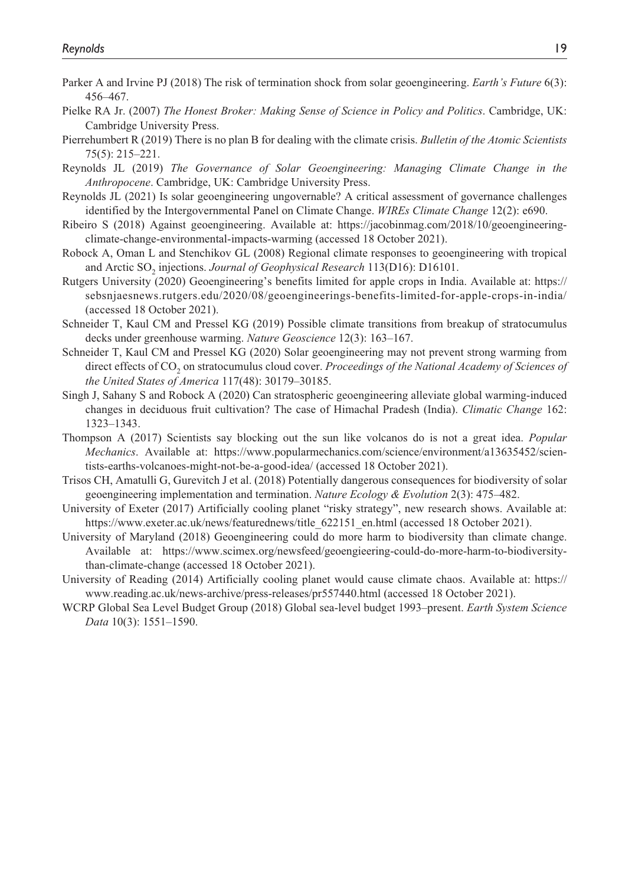Parker A and Irvine PJ (2018) The risk of termination shock from solar geoengineering. *Earth's Future* 6(3): 456–467.

Pielke RA Jr. (2007) *The Honest Broker: Making Sense of Science in Policy and Politics*. Cambridge, UK: Cambridge University Press.

Pierrehumbert R (2019) There is no plan B for dealing with the climate crisis. *Bulletin of the Atomic Scientists* 75(5): 215–221.

Reynolds JL (2019) *The Governance of Solar Geoengineering: Managing Climate Change in the Anthropocene*. Cambridge, UK: Cambridge University Press.

Reynolds JL (2021) Is solar geoengineering ungovernable? A critical assessment of governance challenges identified by the Intergovernmental Panel on Climate Change. *WIREs Climate Change* 12(2): e690.

Ribeiro S (2018) Against geoengineering. Available at: https://jacobinmag.com/2018/10/geoengineering-climate-change-environmental-impacts-warming (accessed 18 October 2021).

Robock A, Oman L and Stenchikov GL (2008) Regional climate responses to geoengineering with tropical and Arctic $SO_2$ injections. *Journal of Geophysical Research* 113(D16): D16101.

Rutgers University (2020) Geoengineering's benefits limited for apple crops in India. Available at: https://sebsnjaesnews.rutgers.edu/2020/08/geoengineerings-benefits-limited-for-apple-crops-in-india/ (accessed 18 October 2021).

Schneider T, Kaul CM and Pressel KG (2019) Possible climate transitions from breakup of stratocumulus decks under greenhouse warming. *Nature Geoscience* 12(3): 163–167.

Schneider T, Kaul CM and Pressel KG (2020) Solar geoengineering may not prevent strong warming from direct effects of $CO_2$ on stratocumulus cloud cover. *Proceedings of the National Academy of Sciences of the United States of America* 117(48): 30179–30185.

Singh J, Sahany S and Robock A (2020) Can stratospheric geoengineering alleviate global warming-induced changes in deciduous fruit cultivation? The case of Himachal Pradesh (India). *Climatic Change* 162: 1323–1343.

Thompson A (2017) Scientists say blocking out the sun like volcanos do is not a great idea. *Popular Mechanics*. Available at: https://www.popularmechanics.com/science/environment/a13635452/scientists-earths-volcanoes-might-not-be-a-good-idea/ (accessed 18 October 2021).

Trisos CH, Amatulli G, Gurevitch J et al. (2018) Potentially dangerous consequences for biodiversity of solar geoengineering implementation and termination. *Nature Ecology & Evolution* 2(3): 475–482.

University of Exeter (2017) Artificially cooling planet "risky strategy", new research shows. Available at: https://www.exeter.ac.uk/news/featurednews/title_622151_en.html (accessed 18 October 2021).

University of Maryland (2018) Geoengineering could do more harm to biodiversity than climate change. Available at: https://www.scimex.org/newsfeed/geoengieering-could-do-more-harm-to-biodiversity-than-climate-change (accessed 18 October 2021).

University of Reading (2014) Artificially cooling planet would cause climate chaos. Available at: https://www.reading.ac.uk/news-archive/press-releases/pr557440.html (accessed 18 October 2021).

WCRP Global Sea Level Budget Group (2018) Global sea-level budget 1993–present. *Earth System Science Data* 10(3): 1551–1590.